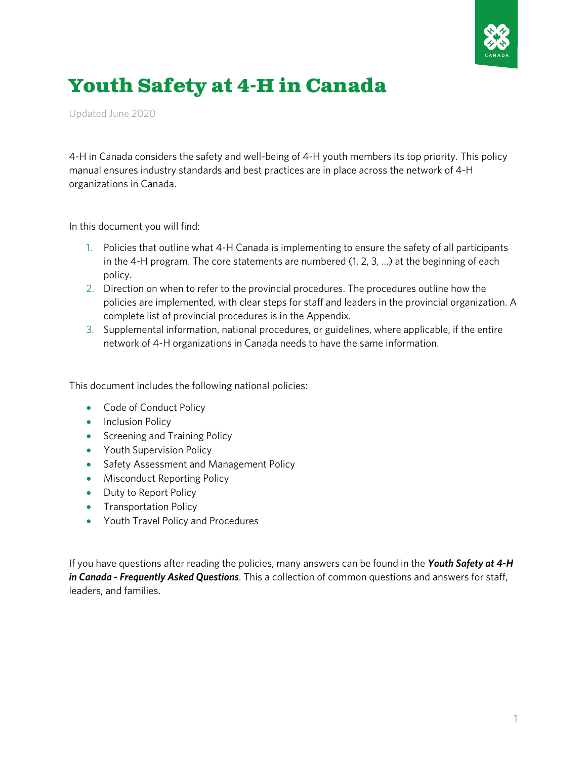# Youth Safety at 4-H in Canada

Updated June 2020

4-H in Canada considers the safety and well-being of 4-H youth members its top priority. This policy manual ensures industry standards and best practices are in place across the network of 4-H organizations in Canada.

In this document you will find:

1. Policies that outline what 4-H Canada is implementing to ensure the safety of all participants in the 4-H program. The core statements are numbered (1, 2, 3, …) at the beginning of each policy.
2. Direction on when to refer to the provincial procedures. The procedures outline how the policies are implemented, with clear steps for staff and leaders in the provincial organization. A complete list of provincial procedures is in the Appendix.
3. Supplemental information, national procedures, or guidelines, where applicable, if the entire network of 4-H organizations in Canada needs to have the same information.

This document includes the following national policies:

- Code of Conduct Policy
- Inclusion Policy
- Screening and Training Policy
- Youth Supervision Policy
- Safety Assessment and Management Policy
- Misconduct Reporting Policy
- Duty to Report Policy
- Transportation Policy
- Youth Travel Policy and Procedures

If you have questions after reading the policies, many answers can be found in the ***Youth Safety at 4-H in Canada - Frequently Asked Questions***. This a collection of common questions and answers for staff, leaders, and families.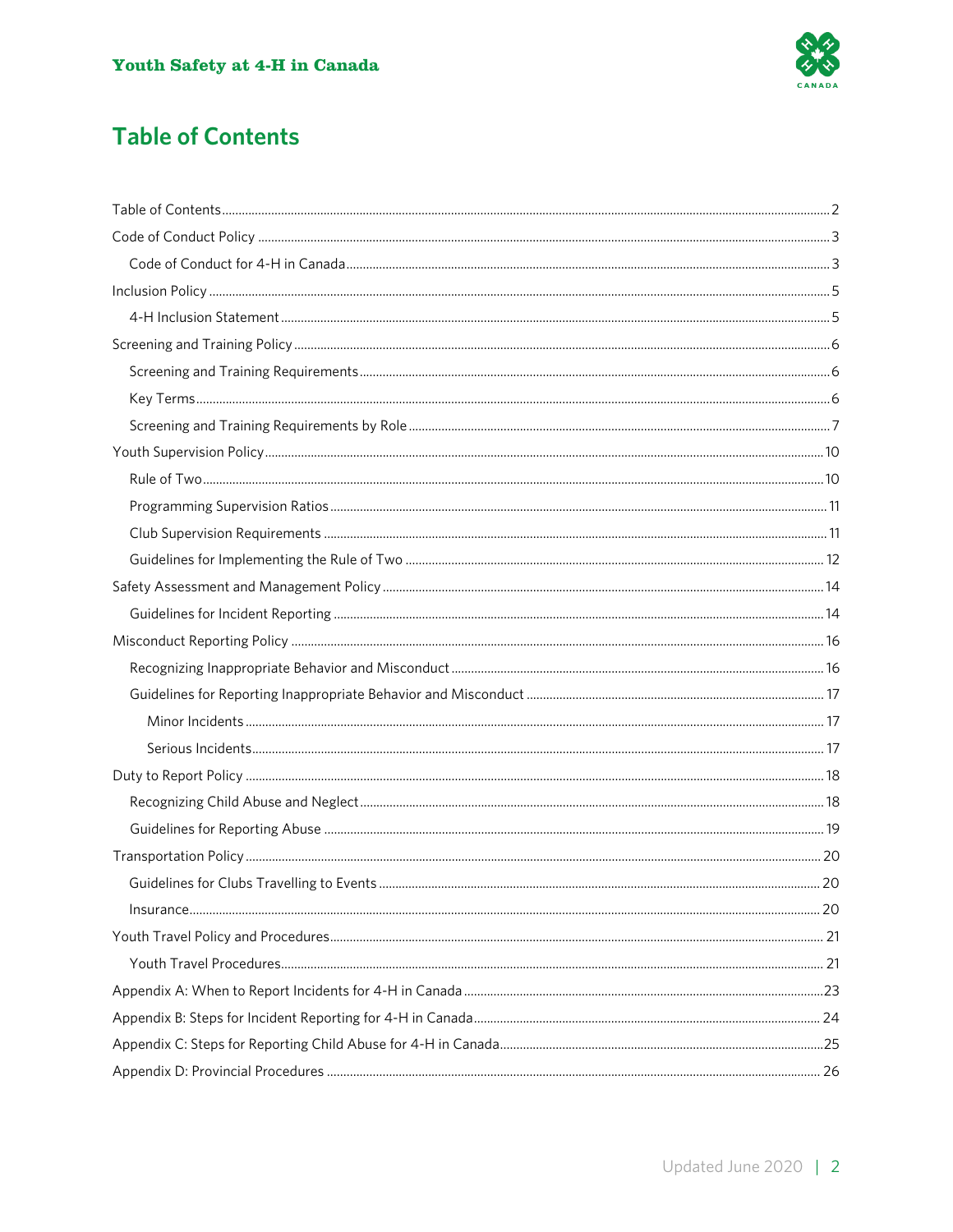# Table of Contents

Table of Contents ........ 2

Code of Conduct Policy ........ 3

- Code of Conduct for 4-H in Canada ........ 3

Inclusion Policy ........ 5

- 4-H Inclusion Statement ........ 5

Screening and Training Policy ........ 6

- Screening and Training Requirements ........ 6
- Key Terms ........ 6
- Screening and Training Requirements by Role ........ 7

Youth Supervision Policy ........ 10

- Rule of Two ........ 10
- Programming Supervision Ratios ........ 11
- Club Supervision Requirements ........ 11
- Guidelines for Implementing the Rule of Two ........ 12

Safety Assessment and Management Policy ........ 14

- Guidelines for Incident Reporting ........ 14

Misconduct Reporting Policy ........ 16

- Recognizing Inappropriate Behavior and Misconduct ........ 16
- Guidelines for Reporting Inappropriate Behavior and Misconduct ........ 17
  - Minor Incidents ........ 17
  - Serious Incidents ........ 17

Duty to Report Policy ........ 18

- Recognizing Child Abuse and Neglect ........ 18
- Guidelines for Reporting Abuse ........ 19

Transportation Policy ........ 20

- Guidelines for Clubs Travelling to Events ........ 20
- Insurance ........ 20

Youth Travel Policy and Procedures ........ 21

- Youth Travel Procedures ........ 21

Appendix A: When to Report Incidents for 4-H in Canada ........ 23

Appendix B: Steps for Incident Reporting for 4-H in Canada ........ 24

Appendix C: Steps for Reporting Child Abuse for 4-H in Canada ........ 25

Appendix D: Provincial Procedures ........ 26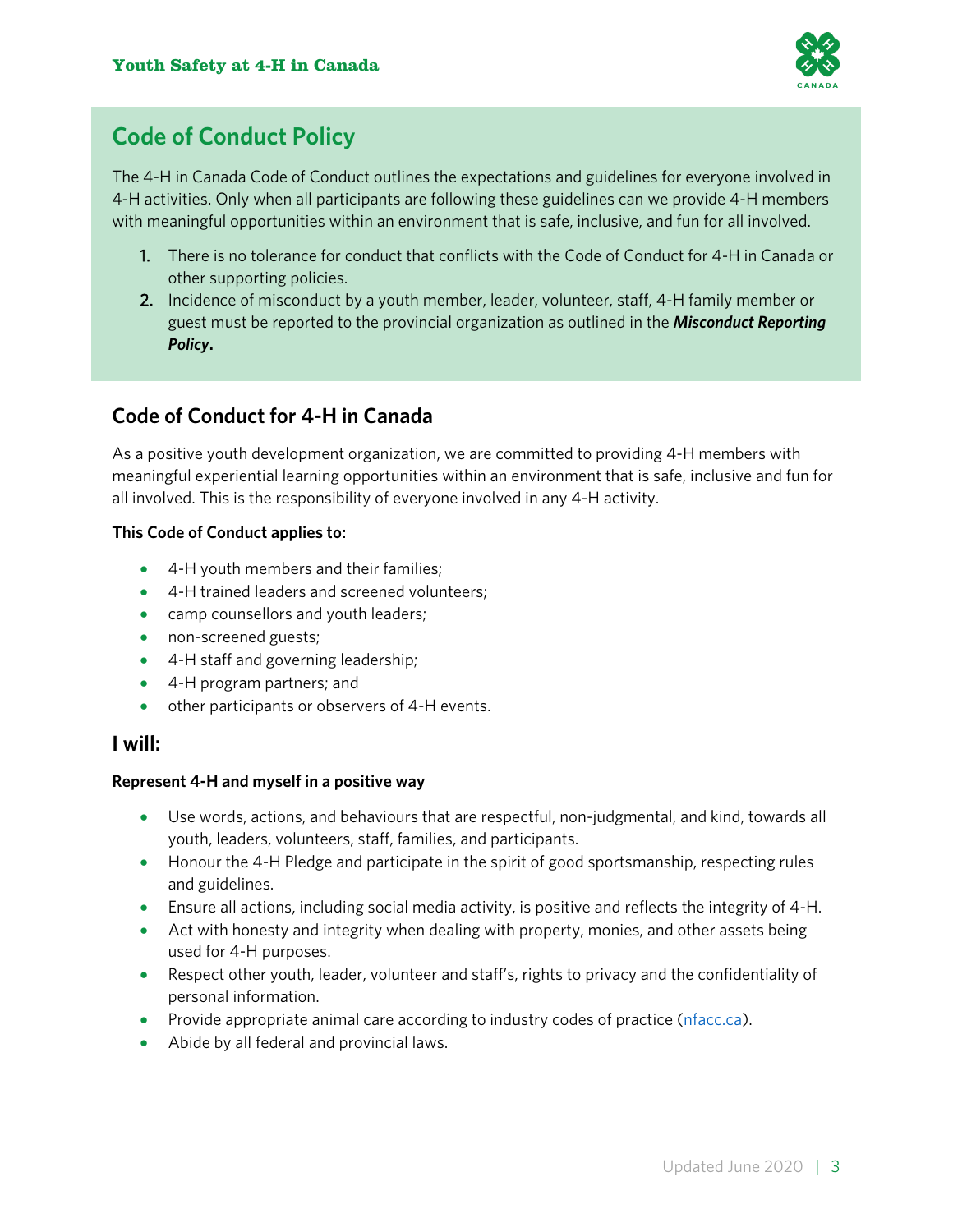## Code of Conduct Policy

The 4-H in Canada Code of Conduct outlines the expectations and guidelines for everyone involved in 4-H activities. Only when all participants are following these guidelines can we provide 4-H members with meaningful opportunities within an environment that is safe, inclusive, and fun for all involved.

1. There is no tolerance for conduct that conflicts with the Code of Conduct for 4-H in Canada or other supporting policies.
2. Incidence of misconduct by a youth member, leader, volunteer, staff, 4-H family member or guest must be reported to the provincial organization as outlined in the ***Misconduct Reporting Policy***.

## Code of Conduct for 4-H in Canada

As a positive youth development organization, we are committed to providing 4-H members with meaningful experiential learning opportunities within an environment that is safe, inclusive and fun for all involved. This is the responsibility of everyone involved in any 4-H activity.

**This Code of Conduct applies to:**

- 4-H youth members and their families;
- 4-H trained leaders and screened volunteers;
- camp counsellors and youth leaders;
- non-screened guests;
- 4-H staff and governing leadership;
- 4-H program partners; and
- other participants or observers of 4-H events.

## I will:

**Represent 4-H and myself in a positive way**

- Use words, actions, and behaviours that are respectful, non-judgmental, and kind, towards all youth, leaders, volunteers, staff, families, and participants.
- Honour the 4-H Pledge and participate in the spirit of good sportsmanship, respecting rules and guidelines.
- Ensure all actions, including social media activity, is positive and reflects the integrity of 4-H.
- Act with honesty and integrity when dealing with property, monies, and other assets being used for 4-H purposes.
- Respect other youth, leader, volunteer and staff's, rights to privacy and the confidentiality of personal information.
- Provide appropriate animal care according to industry codes of practice (nfacc.ca).
- Abide by all federal and provincial laws.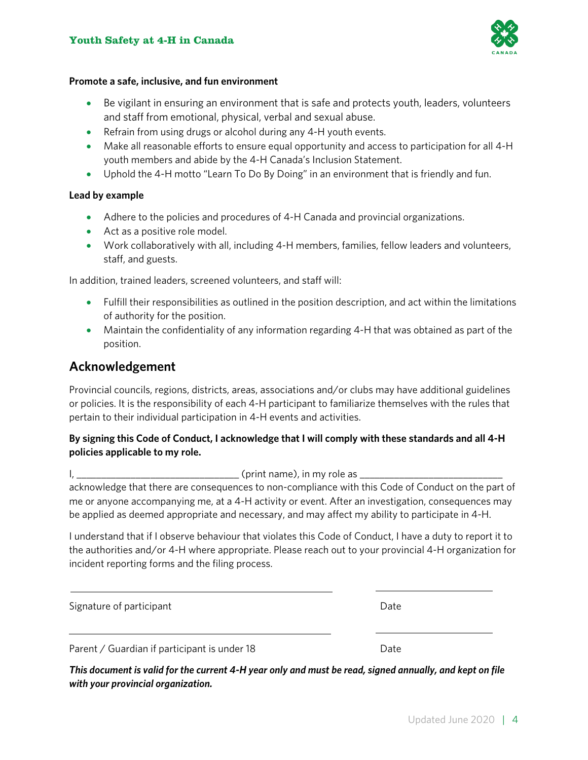**Promote a safe, inclusive, and fun environment**

- Be vigilant in ensuring an environment that is safe and protects youth, leaders, volunteers and staff from emotional, physical, verbal and sexual abuse.
- Refrain from using drugs or alcohol during any 4-H youth events.
- Make all reasonable efforts to ensure equal opportunity and access to participation for all 4-H youth members and abide by the 4-H Canada's Inclusion Statement.
- Uphold the 4-H motto "Learn To Do By Doing" in an environment that is friendly and fun.

**Lead by example**

- Adhere to the policies and procedures of 4-H Canada and provincial organizations.
- Act as a positive role model.
- Work collaboratively with all, including 4-H members, families, fellow leaders and volunteers, staff, and guests.

In addition, trained leaders, screened volunteers, and staff will:

- Fulfill their responsibilities as outlined in the position description, and act within the limitations of authority for the position.
- Maintain the confidentiality of any information regarding 4-H that was obtained as part of the position.

## Acknowledgement

Provincial councils, regions, districts, areas, associations and/or clubs may have additional guidelines or policies. It is the responsibility of each 4-H participant to familiarize themselves with the rules that pertain to their individual participation in 4-H events and activities.

**By signing this Code of Conduct, I acknowledge that I will comply with these standards and all 4-H policies applicable to my role.**

I, _______________________________ (print name), in my role as ___________________________ acknowledge that there are consequences to non-compliance with this Code of Conduct on the part of me or anyone accompanying me, at a 4-H activity or event. After an investigation, consequences may be applied as deemed appropriate and necessary, and may affect my ability to participate in 4-H.

I understand that if I observe behaviour that violates this Code of Conduct, I have a duty to report it to the authorities and/or 4-H where appropriate. Please reach out to your provincial 4-H organization for incident reporting forms and the filing process.

_________________________________________ _____________________

Signature of participant Date

_________________________________________ _____________________

Parent / Guardian if participant is under 18 Date

***This document is valid for the current 4-H year only and must be read, signed annually, and kept on file with your provincial organization.***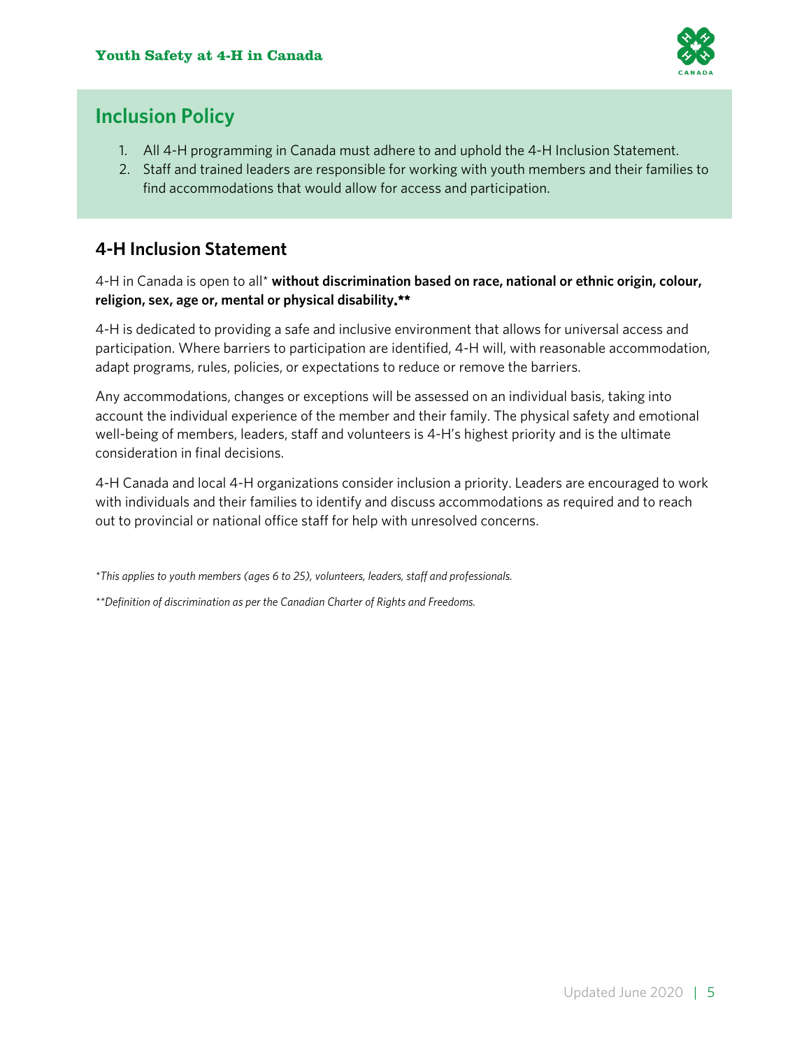## Inclusion Policy

1. All 4-H programming in Canada must adhere to and uphold the 4-H Inclusion Statement.
2. Staff and trained leaders are responsible for working with youth members and their families to find accommodations that would allow for access and participation.

### 4-H Inclusion Statement

4-H in Canada is open to all* **without discrimination based on race, national or ethnic origin, colour, religion, sex, age or, mental or physical disability.****

4-H is dedicated to providing a safe and inclusive environment that allows for universal access and participation. Where barriers to participation are identified, 4-H will, with reasonable accommodation, adapt programs, rules, policies, or expectations to reduce or remove the barriers.

Any accommodations, changes or exceptions will be assessed on an individual basis, taking into account the individual experience of the member and their family. The physical safety and emotional well-being of members, leaders, staff and volunteers is 4-H's highest priority and is the ultimate consideration in final decisions.

4-H Canada and local 4-H organizations consider inclusion a priority. Leaders are encouraged to work with individuals and their families to identify and discuss accommodations as required and to reach out to provincial or national office staff for help with unresolved concerns.

*\*This applies to youth members (ages 6 to 25), volunteers, leaders, staff and professionals.*

*\*\*Definition of discrimination as per the Canadian Charter of Rights and Freedoms.*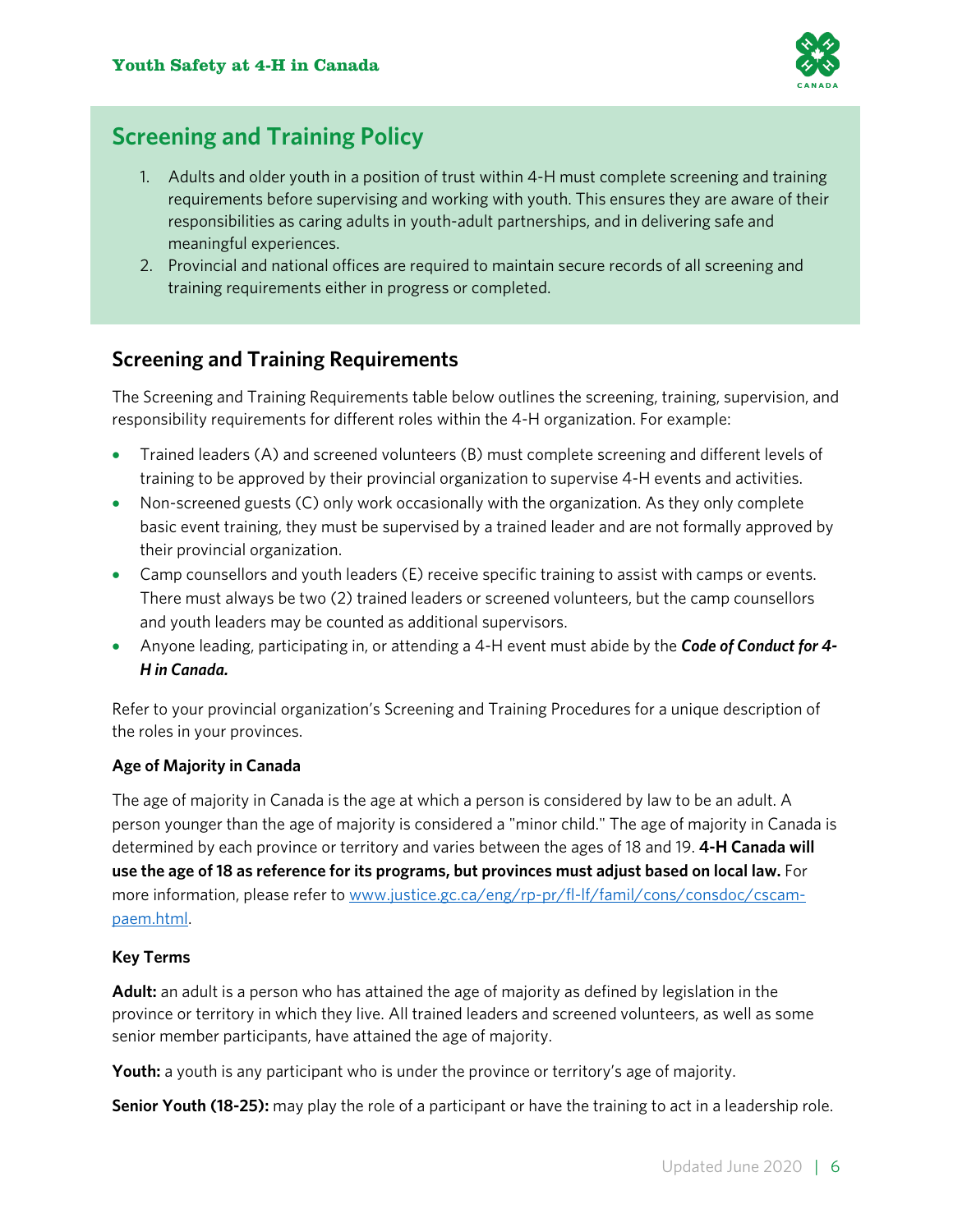## Screening and Training Policy

1. Adults and older youth in a position of trust within 4-H must complete screening and training requirements before supervising and working with youth. This ensures they are aware of their responsibilities as caring adults in youth-adult partnerships, and in delivering safe and meaningful experiences.
2. Provincial and national offices are required to maintain secure records of all screening and training requirements either in progress or completed.

## Screening and Training Requirements

The Screening and Training Requirements table below outlines the screening, training, supervision, and responsibility requirements for different roles within the 4-H organization. For example:

- Trained leaders (A) and screened volunteers (B) must complete screening and different levels of training to be approved by their provincial organization to supervise 4-H events and activities.
- Non-screened guests (C) only work occasionally with the organization. As they only complete basic event training, they must be supervised by a trained leader and are not formally approved by their provincial organization.
- Camp counsellors and youth leaders (E) receive specific training to assist with camps or events. There must always be two (2) trained leaders or screened volunteers, but the camp counsellors and youth leaders may be counted as additional supervisors.
- Anyone leading, participating in, or attending a 4-H event must abide by the ***Code of Conduct for 4-H in Canada.***

Refer to your provincial organization's Screening and Training Procedures for a unique description of the roles in your provinces.

**Age of Majority in Canada**

The age of majority in Canada is the age at which a person is considered by law to be an adult. A person younger than the age of majority is considered a "minor child." The age of majority in Canada is determined by each province or territory and varies between the ages of 18 and 19. **4-H Canada will use the age of 18 as reference for its programs, but provinces must adjust based on local law.** For more information, please refer to www.justice.gc.ca/eng/rp-pr/fl-lf/famil/cons/consdoc/cscam-paem.html.

**Key Terms**

**Adult:** an adult is a person who has attained the age of majority as defined by legislation in the province or territory in which they live. All trained leaders and screened volunteers, as well as some senior member participants, have attained the age of majority.

**Youth:** a youth is any participant who is under the province or territory's age of majority.

**Senior Youth (18-25):** may play the role of a participant or have the training to act in a leadership role.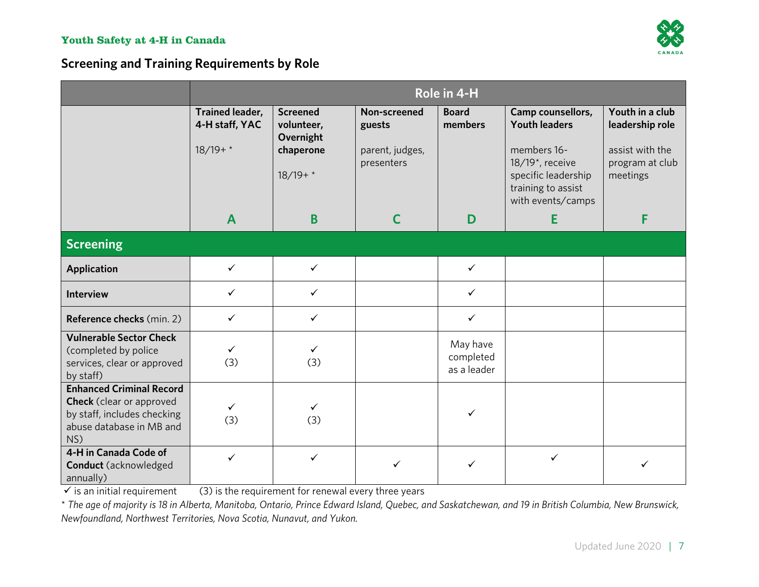## Screening and Training Requirements by Role

| | Role in 4-H | | | | | |
|---|---|---|---|---|---|---|
| | **Trained leader, 4-H staff, YAC** 18/19+ * **A** | **Screened volunteer, Overnight chaperone** 18/19+ * **B** | **Non-screened guests** parent, judges, presenters **C** | **Board members** **D** | **Camp counsellors, Youth leaders** members 16-18/19*, receive specific leadership training to assist with events/camps **E** | **Youth in a club leadership role** assist with the program at club meetings **F** |
| **Screening** | | | | | | |
| **Application** | ✓ | ✓ | | ✓ | | |
| **Interview** | ✓ | ✓ | | ✓ | | |
| **Reference checks** (min. 2) | ✓ | ✓ | | ✓ | | |
| **Vulnerable Sector Check** (completed by police services, clear or approved by staff) | ✓ (3) | ✓ (3) | | May have completed as a leader | | |
| **Enhanced Criminal Record Check** (clear or approved by staff, includes checking abuse database in MB and NS) | ✓ (3) | ✓ (3) | | ✓ | | |
| **4-H in Canada Code of Conduct** (acknowledged annually) | ✓ | ✓ | ✓ | ✓ | ✓ | ✓ |

✓ is an initial requirement (3) is the requirement for renewal every three years

*\* The age of majority is 18 in Alberta, Manitoba, Ontario, Prince Edward Island, Quebec, and Saskatchewan, and 19 in British Columbia, New Brunswick, Newfoundland, Northwest Territories, Nova Scotia, Nunavut, and Yukon.*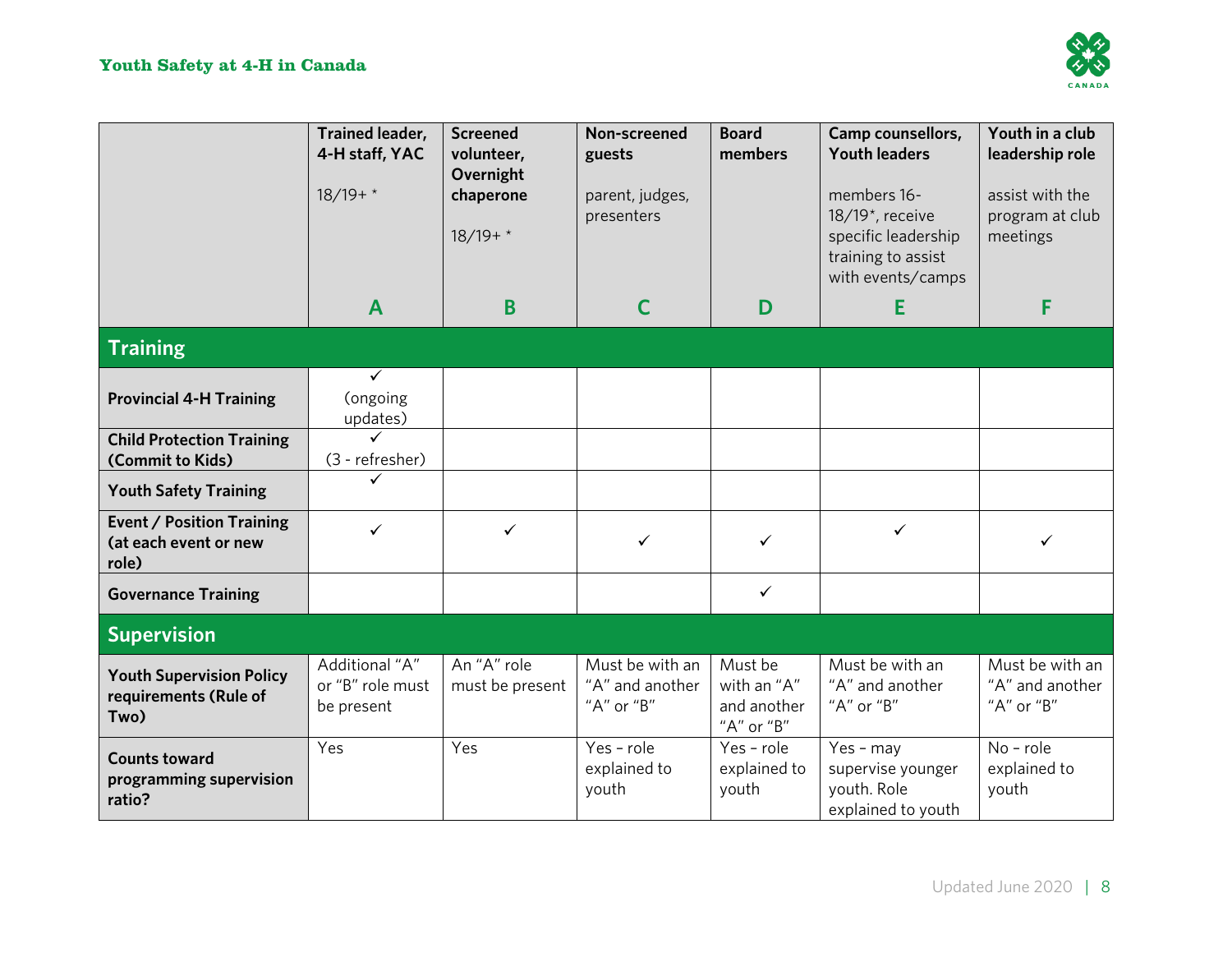| | Trained leader, 4-H staff, YAC<br><br>18/19+ *<br><br>A | Screened volunteer, Overnight chaperone<br><br>18/19+ *<br><br>B | Non-screened guests<br><br>parent, judges, presenters<br><br>C | Board members<br><br>D | Camp counsellors, Youth leaders<br><br>members 16-18/19*, receive specific leadership training to assist with events/camps<br><br>E | Youth in a club leadership role<br><br>assist with the program at club meetings<br><br>F |
|---|---|---|---|---|---|---|
| **Training** | | | | | | |
| **Provincial 4-H Training** | ✓ (ongoing updates) | | | | | |
| **Child Protection Training (Commit to Kids)** | ✓ (3 - refresher) | | | | | |
| **Youth Safety Training** | ✓ | | | | | |
| **Event / Position Training (at each event or new role)** | ✓ | ✓ | ✓ | ✓ | ✓ | ✓ |
| **Governance Training** | | | | ✓ | | |
| **Supervision** | | | | | | |
| **Youth Supervision Policy requirements (Rule of Two)** | Additional "A" or "B" role must be present | An "A" role must be present | Must be with an "A" and another "A" or "B" | Must be with an "A" and another "A" or "B" | Must be with an "A" and another "A" or "B" | Must be with an "A" and another "A" or "B" |
| **Counts toward programming supervision ratio?** | Yes | Yes | Yes - role explained to youth | Yes - role explained to youth | Yes - may supervise younger youth. Role explained to youth | No - role explained to youth |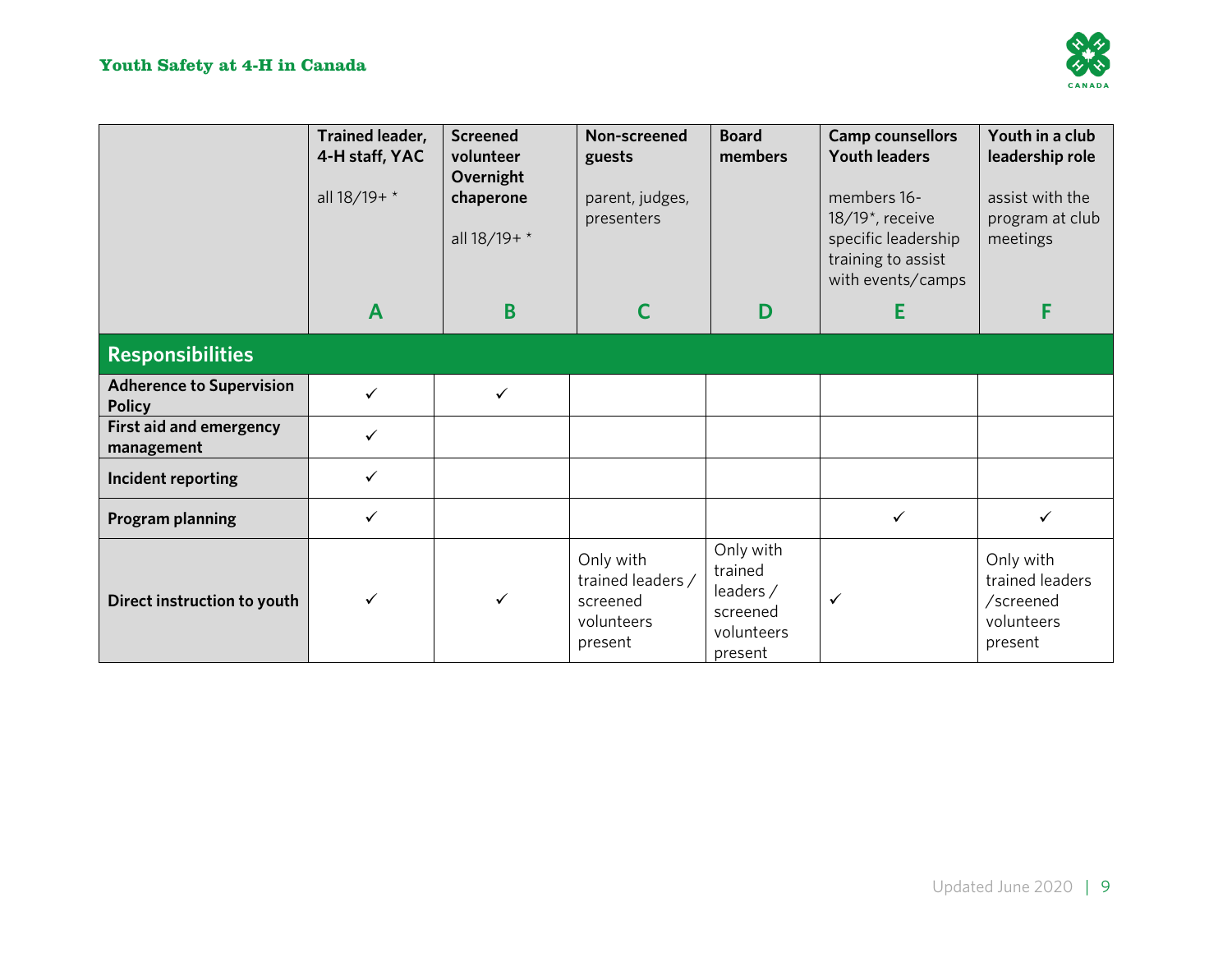| | Trained leader, 4-H staff, YAC<br><br>all 18/19+ *<br><br>**A** | Screened volunteer Overnight chaperone<br><br>all 18/19+ *<br><br>**B** | Non-screened guests<br><br>parent, judges, presenters<br><br>**C** | Board members<br><br>**D** | Camp counsellors Youth leaders<br><br>members 16-18/19*, receive specific leadership training to assist with events/camps<br><br>**E** | Youth in a club leadership role<br><br>assist with the program at club meetings<br><br>**F** |
|---|---|---|---|---|---|---|
| **Responsibilities** | | | | | | |
| **Adherence to Supervision Policy** | ✓ | ✓ | | | | |
| **First aid and emergency management** | ✓ | | | | | |
| **Incident reporting** | ✓ | | | | | |
| **Program planning** | ✓ | | | | ✓ | ✓ |
| **Direct instruction to youth** | ✓ | ✓ | Only with trained leaders / screened volunteers present | Only with trained leaders / screened volunteers present | ✓ | Only with trained leaders /screened volunteers present |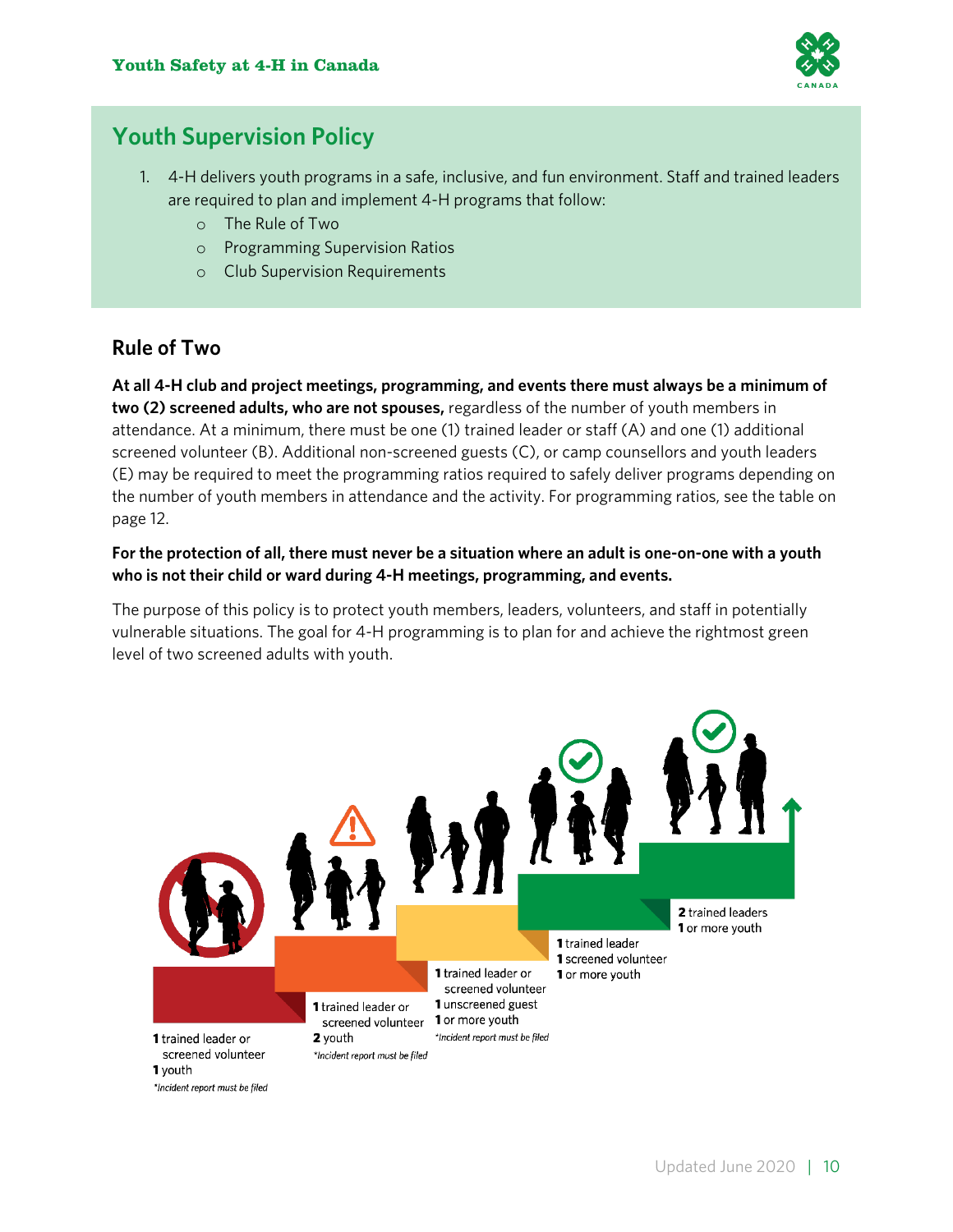## Youth Supervision Policy

1. 4-H delivers youth programs in a safe, inclusive, and fun environment. Staff and trained leaders are required to plan and implement 4-H programs that follow:
   - The Rule of Two
   - Programming Supervision Ratios
   - Club Supervision Requirements

## Rule of Two

**At all 4-H club and project meetings, programming, and events there must always be a minimum of two (2) screened adults, who are not spouses,** regardless of the number of youth members in attendance. At a minimum, there must be one (1) trained leader or staff (A) and one (1) additional screened volunteer (B). Additional non-screened guests (C), or camp counsellors and youth leaders (E) may be required to meet the programming ratios required to safely deliver programs depending on the number of youth members in attendance and the activity. For programming ratios, see the table on page 12.

**For the protection of all, there must never be a situation where an adult is one-on-one with a youth who is not their child or ward during 4-H meetings, programming, and events.**

The purpose of this policy is to protect youth members, leaders, volunteers, and staff in potentially vulnerable situations. The goal for 4-H programming is to plan for and achieve the rightmost green level of two screened adults with youth.

**1** trained leader or screened volunteer
**1** youth
*\*Incident report must be filed*

**1** trained leader or screened volunteer
**2** youth
*\*Incident report must be filed*

**1** trained leader or screened volunteer
**1** unscreened guest
**1** or more youth
*\*Incident report must be filed*

**1** trained leader
**1** screened volunteer
**1** or more youth

**2** trained leaders
**1** or more youth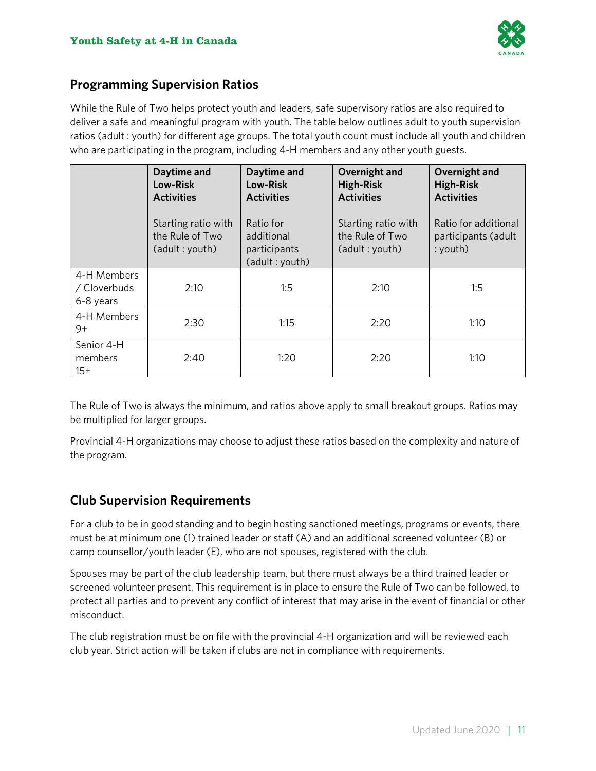## Programming Supervision Ratios

While the Rule of Two helps protect youth and leaders, safe supervisory ratios are also required to deliver a safe and meaningful program with youth. The table below outlines adult to youth supervision ratios (adult : youth) for different age groups. The total youth count must include all youth and children who are participating in the program, including 4-H members and any other youth guests.

| | **Daytime and Low-Risk Activities** Starting ratio with the Rule of Two (adult : youth) | **Daytime and Low-Risk Activities** Ratio for additional participants (adult : youth) | **Overnight and High-Risk Activities** Starting ratio with the Rule of Two (adult : youth) | **Overnight and High-Risk Activities** Ratio for additional participants (adult : youth) |
|---|---|---|---|---|
| 4-H Members / Cloverbuds 6-8 years | 2:10 | 1:5 | 2:10 | 1:5 |
| 4-H Members 9+ | 2:30 | 1:15 | 2:20 | 1:10 |
| Senior 4-H members 15+ | 2:40 | 1:20 | 2:20 | 1:10 |

The Rule of Two is always the minimum, and ratios above apply to small breakout groups. Ratios may be multiplied for larger groups.

Provincial 4-H organizations may choose to adjust these ratios based on the complexity and nature of the program.

## Club Supervision Requirements

For a club to be in good standing and to begin hosting sanctioned meetings, programs or events, there must be at minimum one (1) trained leader or staff (A) and an additional screened volunteer (B) or camp counsellor/youth leader (E), who are not spouses, registered with the club.

Spouses may be part of the club leadership team, but there must always be a third trained leader or screened volunteer present. This requirement is in place to ensure the Rule of Two can be followed, to protect all parties and to prevent any conflict of interest that may arise in the event of financial or other misconduct.

The club registration must be on file with the provincial 4-H organization and will be reviewed each club year. Strict action will be taken if clubs are not in compliance with requirements.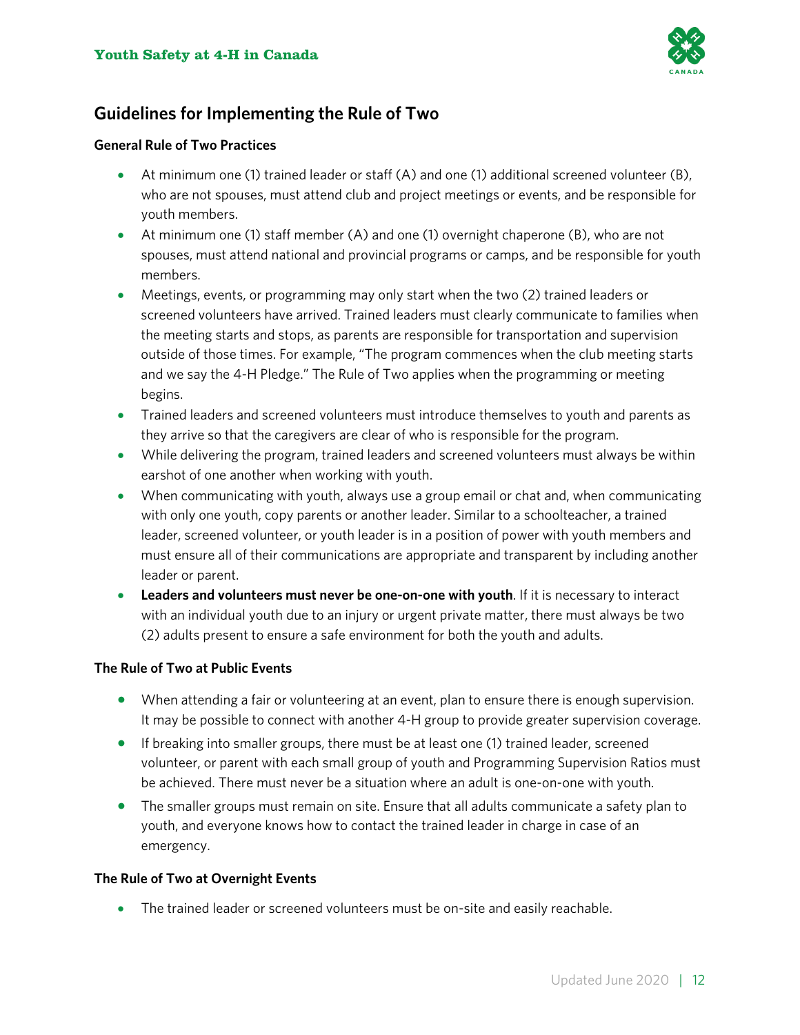## Guidelines for Implementing the Rule of Two

**General Rule of Two Practices**

- At minimum one (1) trained leader or staff (A) and one (1) additional screened volunteer (B), who are not spouses, must attend club and project meetings or events, and be responsible for youth members.
- At minimum one (1) staff member (A) and one (1) overnight chaperone (B), who are not spouses, must attend national and provincial programs or camps, and be responsible for youth members.
- Meetings, events, or programming may only start when the two (2) trained leaders or screened volunteers have arrived. Trained leaders must clearly communicate to families when the meeting starts and stops, as parents are responsible for transportation and supervision outside of those times. For example, "The program commences when the club meeting starts and we say the 4-H Pledge." The Rule of Two applies when the programming or meeting begins.
- Trained leaders and screened volunteers must introduce themselves to youth and parents as they arrive so that the caregivers are clear of who is responsible for the program.
- While delivering the program, trained leaders and screened volunteers must always be within earshot of one another when working with youth.
- When communicating with youth, always use a group email or chat and, when communicating with only one youth, copy parents or another leader. Similar to a schoolteacher, a trained leader, screened volunteer, or youth leader is in a position of power with youth members and must ensure all of their communications are appropriate and transparent by including another leader or parent.
- **Leaders and volunteers must never be one-on-one with youth**. If it is necessary to interact with an individual youth due to an injury or urgent private matter, there must always be two (2) adults present to ensure a safe environment for both the youth and adults.

**The Rule of Two at Public Events**

- When attending a fair or volunteering at an event, plan to ensure there is enough supervision. It may be possible to connect with another 4-H group to provide greater supervision coverage.
- If breaking into smaller groups, there must be at least one (1) trained leader, screened volunteer, or parent with each small group of youth and Programming Supervision Ratios must be achieved. There must never be a situation where an adult is one-on-one with youth.
- The smaller groups must remain on site. Ensure that all adults communicate a safety plan to youth, and everyone knows how to contact the trained leader in charge in case of an emergency.

**The Rule of Two at Overnight Events**

- The trained leader or screened volunteers must be on-site and easily reachable.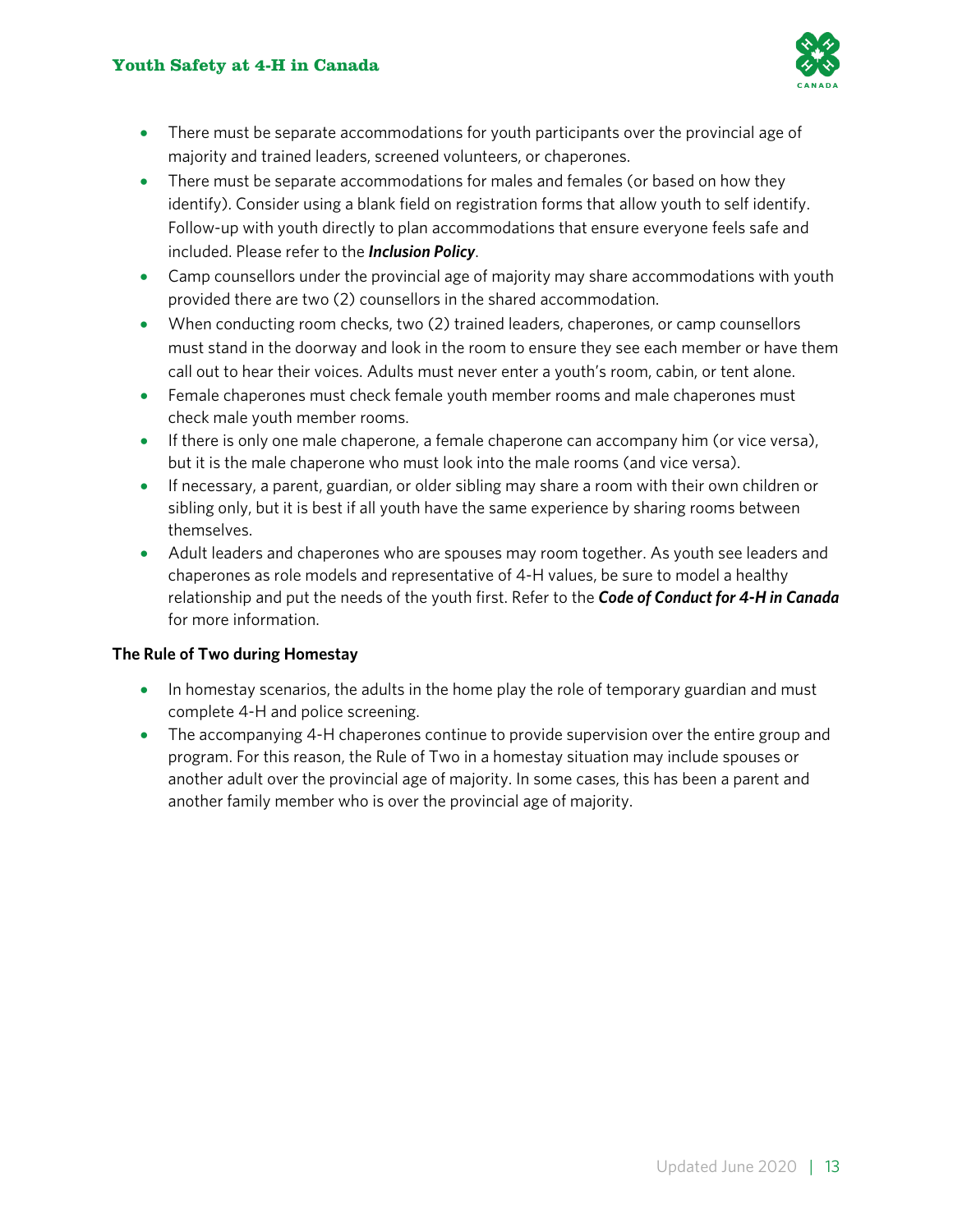- There must be separate accommodations for youth participants over the provincial age of majority and trained leaders, screened volunteers, or chaperones.
- There must be separate accommodations for males and females (or based on how they identify). Consider using a blank field on registration forms that allow youth to self identify. Follow-up with youth directly to plan accommodations that ensure everyone feels safe and included. Please refer to the ***Inclusion Policy***.
- Camp counsellors under the provincial age of majority may share accommodations with youth provided there are two (2) counsellors in the shared accommodation.
- When conducting room checks, two (2) trained leaders, chaperones, or camp counsellors must stand in the doorway and look in the room to ensure they see each member or have them call out to hear their voices. Adults must never enter a youth's room, cabin, or tent alone.
- Female chaperones must check female youth member rooms and male chaperones must check male youth member rooms.
- If there is only one male chaperone, a female chaperone can accompany him (or vice versa), but it is the male chaperone who must look into the male rooms (and vice versa).
- If necessary, a parent, guardian, or older sibling may share a room with their own children or sibling only, but it is best if all youth have the same experience by sharing rooms between themselves.
- Adult leaders and chaperones who are spouses may room together. As youth see leaders and chaperones as role models and representative of 4-H values, be sure to model a healthy relationship and put the needs of the youth first. Refer to the ***Code of Conduct for 4-H in Canada*** for more information.

**The Rule of Two during Homestay**

- In homestay scenarios, the adults in the home play the role of temporary guardian and must complete 4-H and police screening.
- The accompanying 4-H chaperones continue to provide supervision over the entire group and program. For this reason, the Rule of Two in a homestay situation may include spouses or another adult over the provincial age of majority. In some cases, this has been a parent and another family member who is over the provincial age of majority.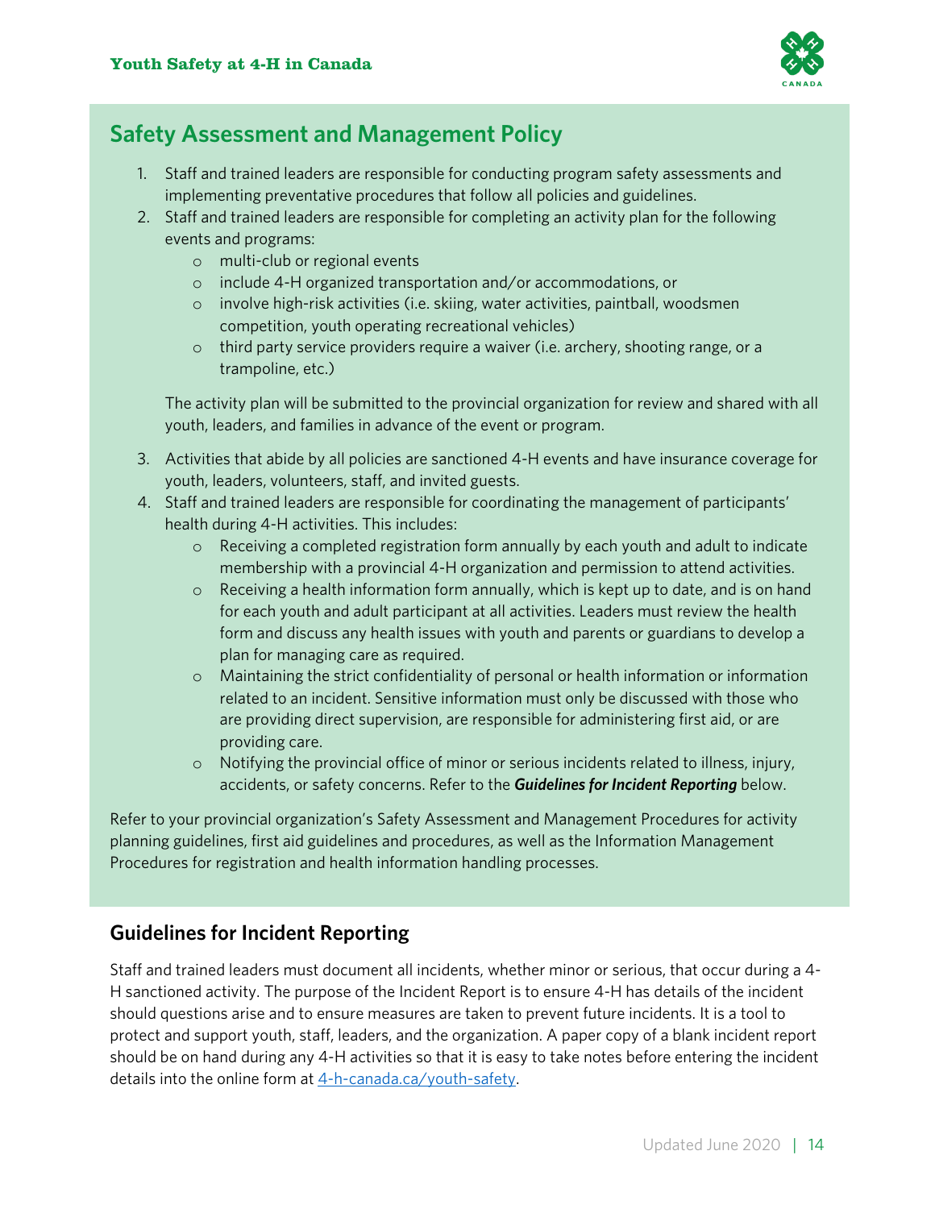## Safety Assessment and Management Policy

1. Staff and trained leaders are responsible for conducting program safety assessments and implementing preventative procedures that follow all policies and guidelines.
2. Staff and trained leaders are responsible for completing an activity plan for the following events and programs:
   - multi-club or regional events
   - include 4-H organized transportation and/or accommodations, or
   - involve high-risk activities (i.e. skiing, water activities, paintball, woodsmen competition, youth operating recreational vehicles)
   - third party service providers require a waiver (i.e. archery, shooting range, or a trampoline, etc.)

   The activity plan will be submitted to the provincial organization for review and shared with all youth, leaders, and families in advance of the event or program.
3. Activities that abide by all policies are sanctioned 4-H events and have insurance coverage for youth, leaders, volunteers, staff, and invited guests.
4. Staff and trained leaders are responsible for coordinating the management of participants' health during 4-H activities. This includes:
   - Receiving a completed registration form annually by each youth and adult to indicate membership with a provincial 4-H organization and permission to attend activities.
   - Receiving a health information form annually, which is kept up to date, and is on hand for each youth and adult participant at all activities. Leaders must review the health form and discuss any health issues with youth and parents or guardians to develop a plan for managing care as required.
   - Maintaining the strict confidentiality of personal or health information or information related to an incident. Sensitive information must only be discussed with those who are providing direct supervision, are responsible for administering first aid, or are providing care.
   - Notifying the provincial office of minor or serious incidents related to illness, injury, accidents, or safety concerns. Refer to the ***Guidelines for Incident Reporting*** below.

Refer to your provincial organization's Safety Assessment and Management Procedures for activity planning guidelines, first aid guidelines and procedures, as well as the Information Management Procedures for registration and health information handling processes.

### Guidelines for Incident Reporting

Staff and trained leaders must document all incidents, whether minor or serious, that occur during a 4-H sanctioned activity. The purpose of the Incident Report is to ensure 4-H has details of the incident should questions arise and to ensure measures are taken to prevent future incidents. It is a tool to protect and support youth, staff, leaders, and the organization. A paper copy of a blank incident report should be on hand during any 4-H activities so that it is easy to take notes before entering the incident details into the online form at 4-h-canada.ca/youth-safety.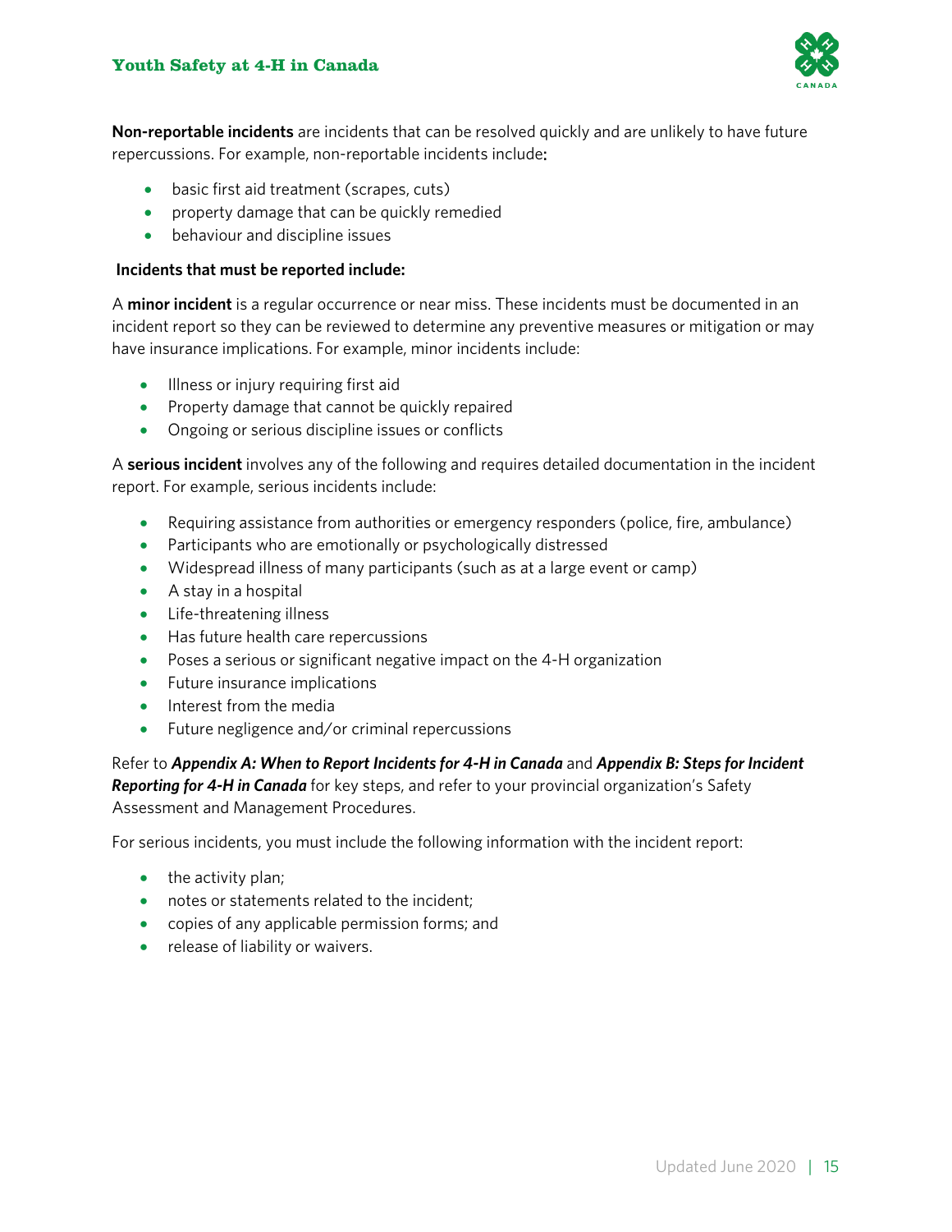**Non-reportable incidents** are incidents that can be resolved quickly and are unlikely to have future repercussions. For example, non-reportable incidents include:

- basic first aid treatment (scrapes, cuts)
- property damage that can be quickly remedied
- behaviour and discipline issues

**Incidents that must be reported include:**

A **minor incident** is a regular occurrence or near miss. These incidents must be documented in an incident report so they can be reviewed to determine any preventive measures or mitigation or may have insurance implications. For example, minor incidents include:

- Illness or injury requiring first aid
- Property damage that cannot be quickly repaired
- Ongoing or serious discipline issues or conflicts

A **serious incident** involves any of the following and requires detailed documentation in the incident report. For example, serious incidents include:

- Requiring assistance from authorities or emergency responders (police, fire, ambulance)
- Participants who are emotionally or psychologically distressed
- Widespread illness of many participants (such as at a large event or camp)
- A stay in a hospital
- Life-threatening illness
- Has future health care repercussions
- Poses a serious or significant negative impact on the 4-H organization
- Future insurance implications
- Interest from the media
- Future negligence and/or criminal repercussions

Refer to ***Appendix A: When to Report Incidents for 4-H in Canada*** and ***Appendix B: Steps for Incident Reporting for 4-H in Canada*** for key steps, and refer to your provincial organization's Safety Assessment and Management Procedures.

For serious incidents, you must include the following information with the incident report:

- the activity plan;
- notes or statements related to the incident;
- copies of any applicable permission forms; and
- release of liability or waivers.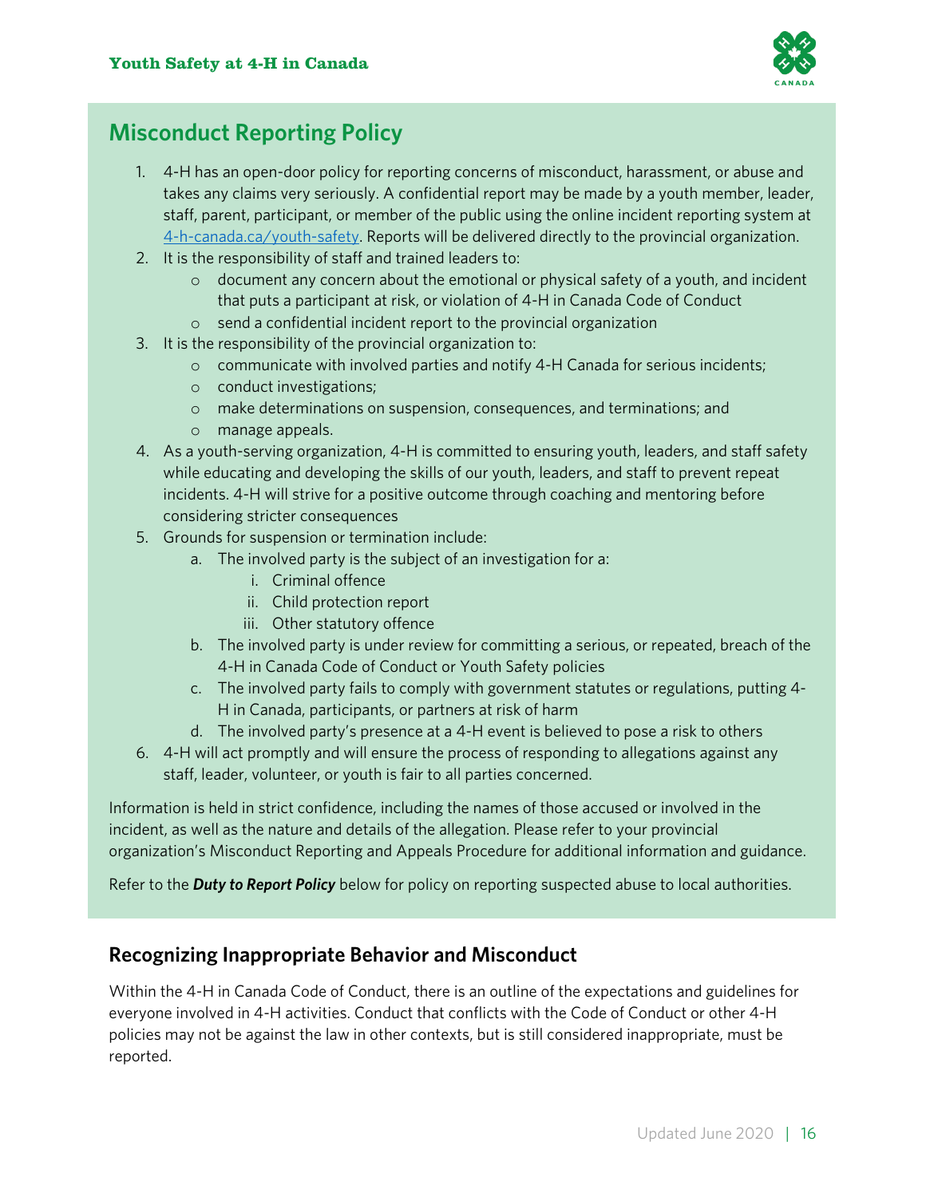## Misconduct Reporting Policy

1. 4-H has an open-door policy for reporting concerns of misconduct, harassment, or abuse and takes any claims very seriously. A confidential report may be made by a youth member, leader, staff, parent, participant, or member of the public using the online incident reporting system at 4-h-canada.ca/youth-safety. Reports will be delivered directly to the provincial organization.
2. It is the responsibility of staff and trained leaders to:
   - document any concern about the emotional or physical safety of a youth, and incident that puts a participant at risk, or violation of 4-H in Canada Code of Conduct
   - send a confidential incident report to the provincial organization
3. It is the responsibility of the provincial organization to:
   - communicate with involved parties and notify 4-H Canada for serious incidents;
   - conduct investigations;
   - make determinations on suspension, consequences, and terminations; and
   - manage appeals.
4. As a youth-serving organization, 4-H is committed to ensuring youth, leaders, and staff safety while educating and developing the skills of our youth, leaders, and staff to prevent repeat incidents. 4-H will strive for a positive outcome through coaching and mentoring before considering stricter consequences
5. Grounds for suspension or termination include:
   a. The involved party is the subject of an investigation for a:
      i. Criminal offence
      ii. Child protection report
      iii. Other statutory offence
   b. The involved party is under review for committing a serious, or repeated, breach of the 4-H in Canada Code of Conduct or Youth Safety policies
   c. The involved party fails to comply with government statutes or regulations, putting 4-H in Canada, participants, or partners at risk of harm
   d. The involved party's presence at a 4-H event is believed to pose a risk to others
6. 4-H will act promptly and will ensure the process of responding to allegations against any staff, leader, volunteer, or youth is fair to all parties concerned.

Information is held in strict confidence, including the names of those accused or involved in the incident, as well as the nature and details of the allegation. Please refer to your provincial organization's Misconduct Reporting and Appeals Procedure for additional information and guidance.

Refer to the ***Duty to Report Policy*** below for policy on reporting suspected abuse to local authorities.

### Recognizing Inappropriate Behavior and Misconduct

Within the 4-H in Canada Code of Conduct, there is an outline of the expectations and guidelines for everyone involved in 4-H activities. Conduct that conflicts with the Code of Conduct or other 4-H policies may not be against the law in other contexts, but is still considered inappropriate, must be reported.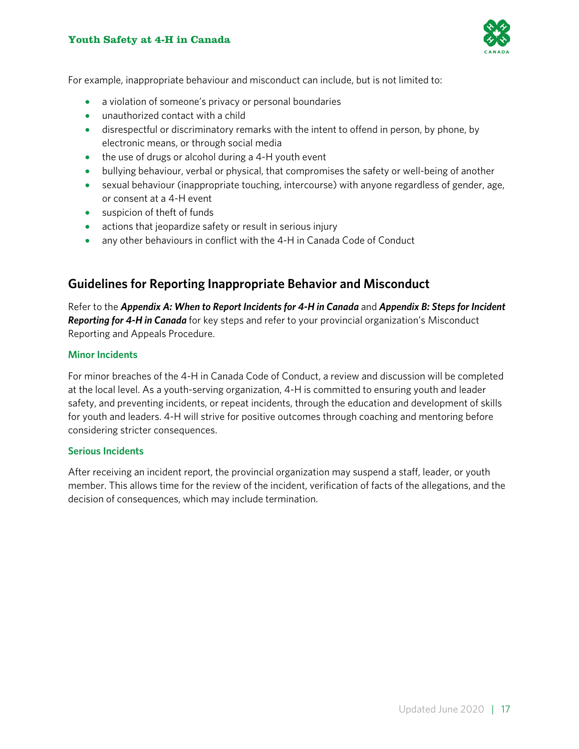For example, inappropriate behaviour and misconduct can include, but is not limited to:

- a violation of someone's privacy or personal boundaries
- unauthorized contact with a child
- disrespectful or discriminatory remarks with the intent to offend in person, by phone, by electronic means, or through social media
- the use of drugs or alcohol during a 4-H youth event
- bullying behaviour, verbal or physical, that compromises the safety or well-being of another
- sexual behaviour (inappropriate touching, intercourse) with anyone regardless of gender, age, or consent at a 4-H event
- suspicion of theft of funds
- actions that jeopardize safety or result in serious injury
- any other behaviours in conflict with the 4-H in Canada Code of Conduct

## Guidelines for Reporting Inappropriate Behavior and Misconduct

Refer to the ***Appendix A: When to Report Incidents for 4-H in Canada*** and ***Appendix B: Steps for Incident Reporting for 4-H in Canada*** for key steps and refer to your provincial organization's Misconduct Reporting and Appeals Procedure.

### Minor Incidents

For minor breaches of the 4-H in Canada Code of Conduct, a review and discussion will be completed at the local level. As a youth-serving organization, 4-H is committed to ensuring youth and leader safety, and preventing incidents, or repeat incidents, through the education and development of skills for youth and leaders. 4-H will strive for positive outcomes through coaching and mentoring before considering stricter consequences.

### Serious Incidents

After receiving an incident report, the provincial organization may suspend a staff, leader, or youth member. This allows time for the review of the incident, verification of facts of the allegations, and the decision of consequences, which may include termination.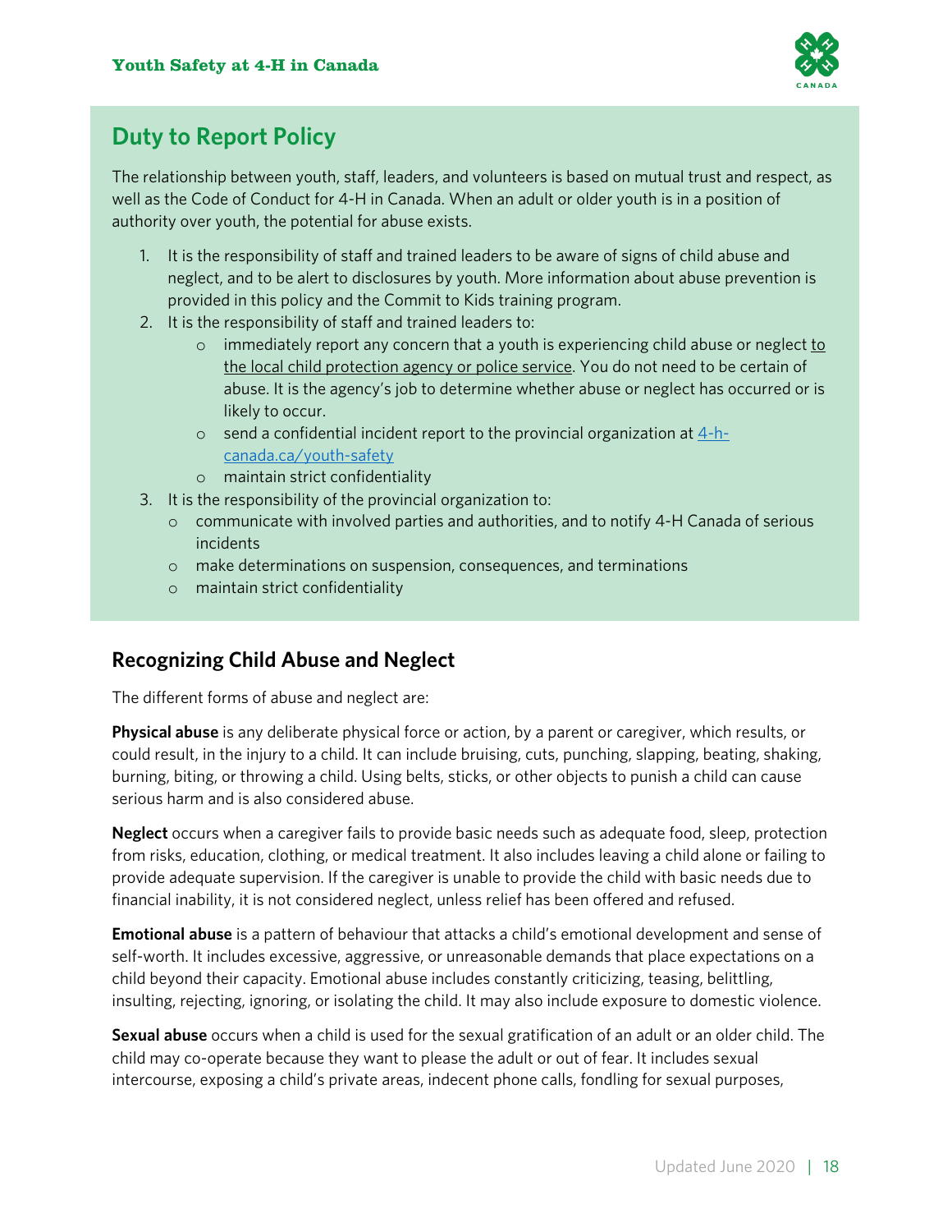## Duty to Report Policy

The relationship between youth, staff, leaders, and volunteers is based on mutual trust and respect, as well as the Code of Conduct for 4-H in Canada. When an adult or older youth is in a position of authority over youth, the potential for abuse exists.

1. It is the responsibility of staff and trained leaders to be aware of signs of child abuse and neglect, and to be alert to disclosures by youth. More information about abuse prevention is provided in this policy and the Commit to Kids training program.
2. It is the responsibility of staff and trained leaders to:
   - immediately report any concern that a youth is experiencing child abuse or neglect to the local child protection agency or police service. You do not need to be certain of abuse. It is the agency's job to determine whether abuse or neglect has occurred or is likely to occur.
   - send a confidential incident report to the provincial organization at 4-h-canada.ca/youth-safety
   - maintain strict confidentiality
3. It is the responsibility of the provincial organization to:
   - communicate with involved parties and authorities, and to notify 4-H Canada of serious incidents
   - make determinations on suspension, consequences, and terminations
   - maintain strict confidentiality

### Recognizing Child Abuse and Neglect

The different forms of abuse and neglect are:

**Physical abuse** is any deliberate physical force or action, by a parent or caregiver, which results, or could result, in the injury to a child. It can include bruising, cuts, punching, slapping, beating, shaking, burning, biting, or throwing a child. Using belts, sticks, or other objects to punish a child can cause serious harm and is also considered abuse.

**Neglect** occurs when a caregiver fails to provide basic needs such as adequate food, sleep, protection from risks, education, clothing, or medical treatment. It also includes leaving a child alone or failing to provide adequate supervision. If the caregiver is unable to provide the child with basic needs due to financial inability, it is not considered neglect, unless relief has been offered and refused.

**Emotional abuse** is a pattern of behaviour that attacks a child's emotional development and sense of self-worth. It includes excessive, aggressive, or unreasonable demands that place expectations on a child beyond their capacity. Emotional abuse includes constantly criticizing, teasing, belittling, insulting, rejecting, ignoring, or isolating the child. It may also include exposure to domestic violence.

**Sexual abuse** occurs when a child is used for the sexual gratification of an adult or an older child. The child may co-operate because they want to please the adult or out of fear. It includes sexual intercourse, exposing a child's private areas, indecent phone calls, fondling for sexual purposes,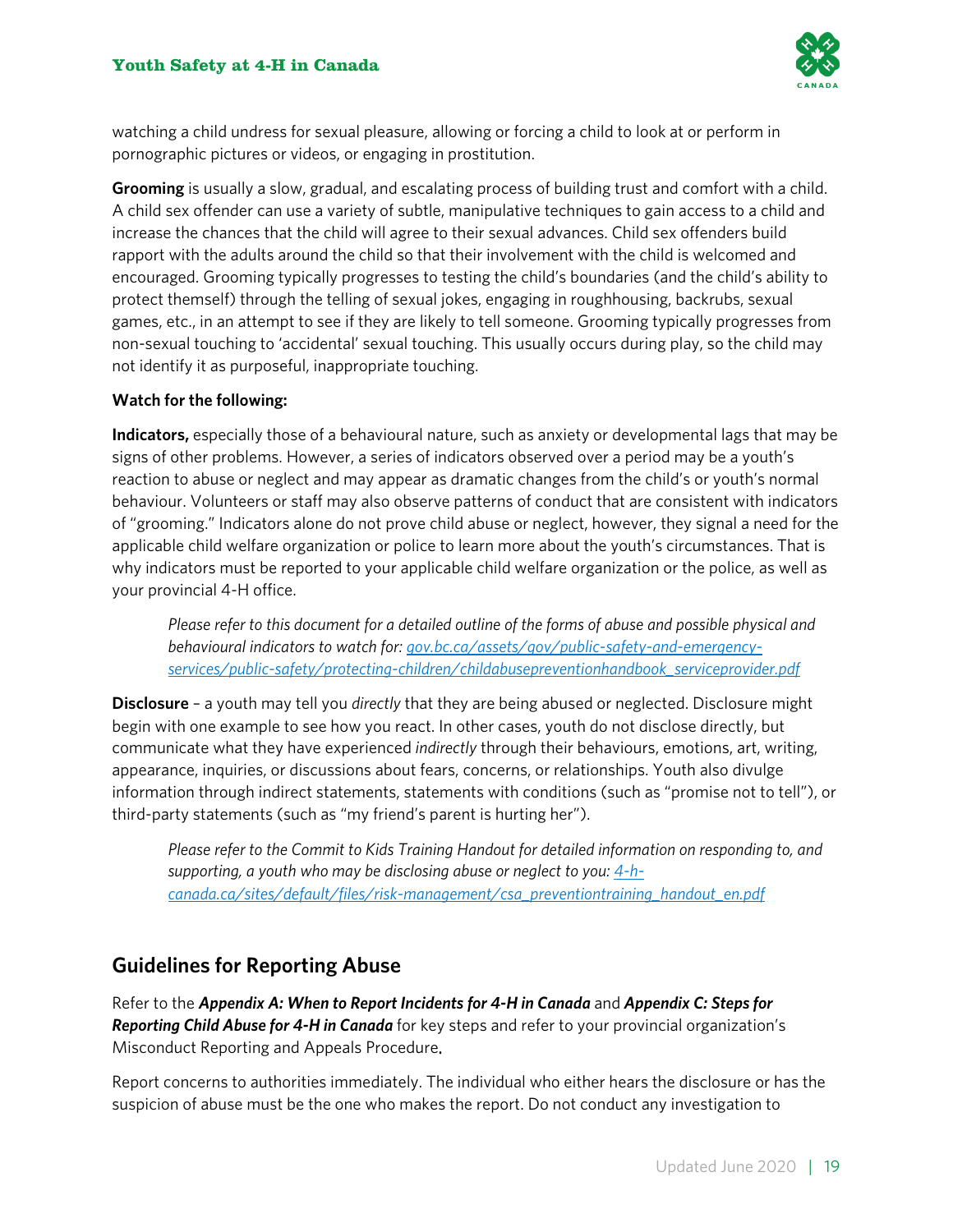watching a child undress for sexual pleasure, allowing or forcing a child to look at or perform in pornographic pictures or videos, or engaging in prostitution.

**Grooming** is usually a slow, gradual, and escalating process of building trust and comfort with a child. A child sex offender can use a variety of subtle, manipulative techniques to gain access to a child and increase the chances that the child will agree to their sexual advances. Child sex offenders build rapport with the adults around the child so that their involvement with the child is welcomed and encouraged. Grooming typically progresses to testing the child's boundaries (and the child's ability to protect themself) through the telling of sexual jokes, engaging in roughhousing, backrubs, sexual games, etc., in an attempt to see if they are likely to tell someone. Grooming typically progresses from non-sexual touching to 'accidental' sexual touching. This usually occurs during play, so the child may not identify it as purposeful, inappropriate touching.

**Watch for the following:**

**Indicators,** especially those of a behavioural nature, such as anxiety or developmental lags that may be signs of other problems. However, a series of indicators observed over a period may be a youth's reaction to abuse or neglect and may appear as dramatic changes from the child's or youth's normal behaviour. Volunteers or staff may also observe patterns of conduct that are consistent with indicators of "grooming." Indicators alone do not prove child abuse or neglect, however, they signal a need for the applicable child welfare organization or police to learn more about the youth's circumstances. That is why indicators must be reported to your applicable child welfare organization or the police, as well as your provincial 4-H office.

> *Please refer to this document for a detailed outline of the forms of abuse and possible physical and behavioural indicators to watch for: gov.bc.ca/assets/gov/public-safety-and-emergency-services/public-safety/protecting-children/childabusepreventionhandbook_serviceprovider.pdf*

**Disclosure** – a youth may tell you *directly* that they are being abused or neglected. Disclosure might begin with one example to see how you react. In other cases, youth do not disclose directly, but communicate what they have experienced *indirectly* through their behaviours, emotions, art, writing, appearance, inquiries, or discussions about fears, concerns, or relationships. Youth also divulge information through indirect statements, statements with conditions (such as "promise not to tell"), or third-party statements (such as "my friend's parent is hurting her").

> *Please refer to the Commit to Kids Training Handout for detailed information on responding to, and supporting, a youth who may be disclosing abuse or neglect to you: 4-h-canada.ca/sites/default/files/risk-management/csa_preventiontraining_handout_en.pdf*

## Guidelines for Reporting Abuse

Refer to the ***Appendix A: When to Report Incidents for 4-H in Canada*** and ***Appendix C: Steps for Reporting Child Abuse for 4-H in Canada*** for key steps and refer to your provincial organization's Misconduct Reporting and Appeals Procedure**.**

Report concerns to authorities immediately. The individual who either hears the disclosure or has the suspicion of abuse must be the one who makes the report. Do not conduct any investigation to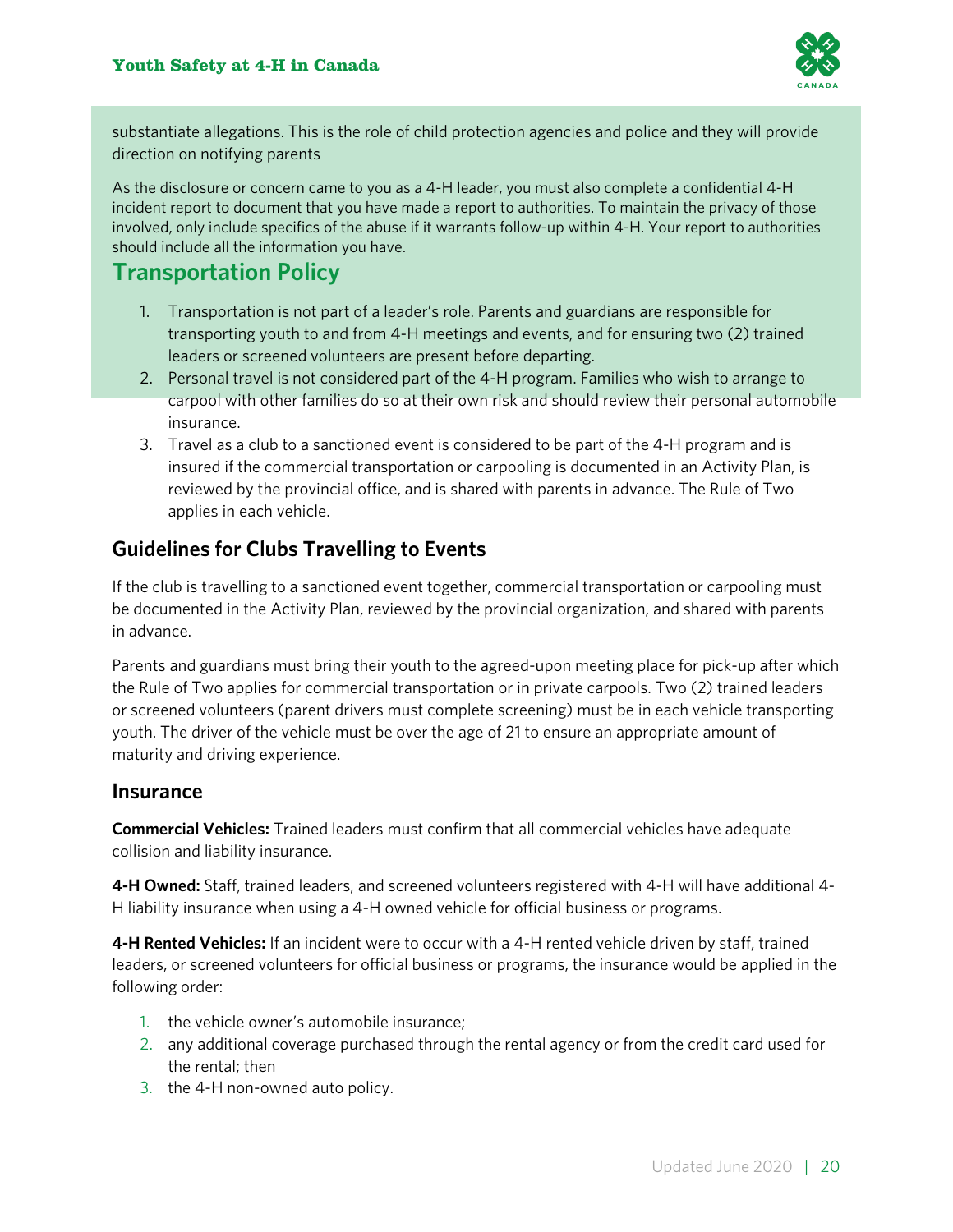substantiate allegations. This is the role of child protection agencies and police and they will provide direction on notifying parents

As the disclosure or concern came to you as a 4-H leader, you must also complete a confidential 4-H incident report to document that you have made a report to authorities. To maintain the privacy of those involved, only include specifics of the abuse if it warrants follow-up within 4-H. Your report to authorities should include all the information you have.

## Transportation Policy

1. Transportation is not part of a leader's role. Parents and guardians are responsible for transporting youth to and from 4-H meetings and events, and for ensuring two (2) trained leaders or screened volunteers are present before departing.
2. Personal travel is not considered part of the 4-H program. Families who wish to arrange to carpool with other families do so at their own risk and should review their personal automobile insurance.
3. Travel as a club to a sanctioned event is considered to be part of the 4-H program and is insured if the commercial transportation or carpooling is documented in an Activity Plan, is reviewed by the provincial office, and is shared with parents in advance. The Rule of Two applies in each vehicle.

### Guidelines for Clubs Travelling to Events

If the club is travelling to a sanctioned event together, commercial transportation or carpooling must be documented in the Activity Plan, reviewed by the provincial organization, and shared with parents in advance.

Parents and guardians must bring their youth to the agreed-upon meeting place for pick-up after which the Rule of Two applies for commercial transportation or in private carpools. Two (2) trained leaders or screened volunteers (parent drivers must complete screening) must be in each vehicle transporting youth. The driver of the vehicle must be over the age of 21 to ensure an appropriate amount of maturity and driving experience.

### Insurance

**Commercial Vehicles:** Trained leaders must confirm that all commercial vehicles have adequate collision and liability insurance.

**4-H Owned:** Staff, trained leaders, and screened volunteers registered with 4-H will have additional 4-H liability insurance when using a 4-H owned vehicle for official business or programs.

**4-H Rented Vehicles:** If an incident were to occur with a 4-H rented vehicle driven by staff, trained leaders, or screened volunteers for official business or programs, the insurance would be applied in the following order:

1. the vehicle owner's automobile insurance;
2. any additional coverage purchased through the rental agency or from the credit card used for the rental; then
3. the 4-H non-owned auto policy.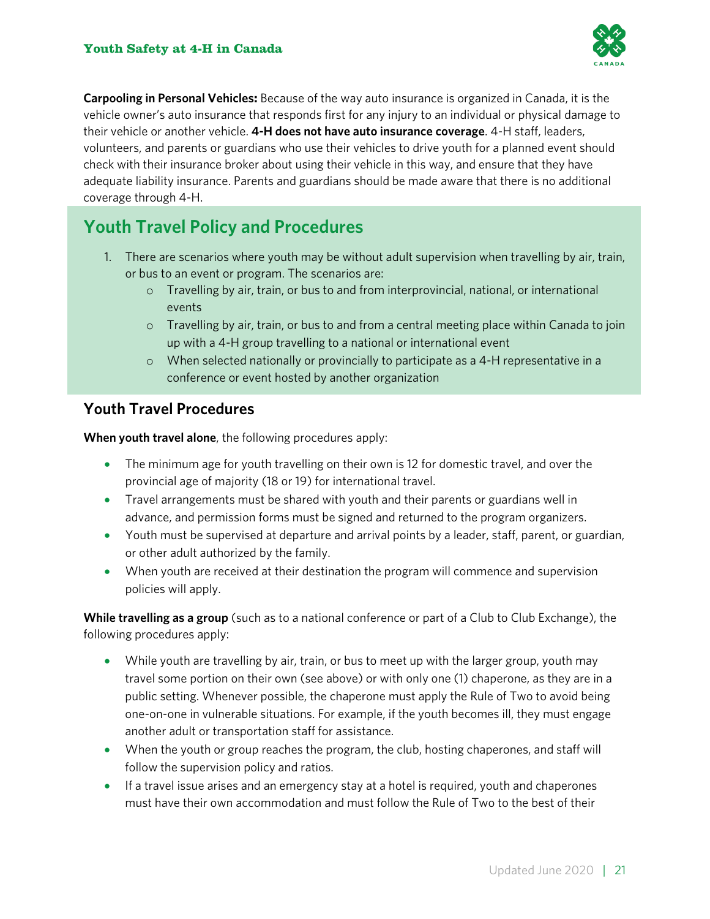**Carpooling in Personal Vehicles:** Because of the way auto insurance is organized in Canada, it is the vehicle owner's auto insurance that responds first for any injury to an individual or physical damage to their vehicle or another vehicle. **4-H does not have auto insurance coverage**. 4-H staff, leaders, volunteers, and parents or guardians who use their vehicles to drive youth for a planned event should check with their insurance broker about using their vehicle in this way, and ensure that they have adequate liability insurance. Parents and guardians should be made aware that there is no additional coverage through 4-H.

## Youth Travel Policy and Procedures

1. There are scenarios where youth may be without adult supervision when travelling by air, train, or bus to an event or program. The scenarios are:
   - Travelling by air, train, or bus to and from interprovincial, national, or international events
   - Travelling by air, train, or bus to and from a central meeting place within Canada to join up with a 4-H group travelling to a national or international event
   - When selected nationally or provincially to participate as a 4-H representative in a conference or event hosted by another organization

### Youth Travel Procedures

**When youth travel alone**, the following procedures apply:

- The minimum age for youth travelling on their own is 12 for domestic travel, and over the provincial age of majority (18 or 19) for international travel.
- Travel arrangements must be shared with youth and their parents or guardians well in advance, and permission forms must be signed and returned to the program organizers.
- Youth must be supervised at departure and arrival points by a leader, staff, parent, or guardian, or other adult authorized by the family.
- When youth are received at their destination the program will commence and supervision policies will apply.

**While travelling as a group** (such as to a national conference or part of a Club to Club Exchange), the following procedures apply:

- While youth are travelling by air, train, or bus to meet up with the larger group, youth may travel some portion on their own (see above) or with only one (1) chaperone, as they are in a public setting. Whenever possible, the chaperone must apply the Rule of Two to avoid being one-on-one in vulnerable situations. For example, if the youth becomes ill, they must engage another adult or transportation staff for assistance.
- When the youth or group reaches the program, the club, hosting chaperones, and staff will follow the supervision policy and ratios.
- If a travel issue arises and an emergency stay at a hotel is required, youth and chaperones must have their own accommodation and must follow the Rule of Two to the best of their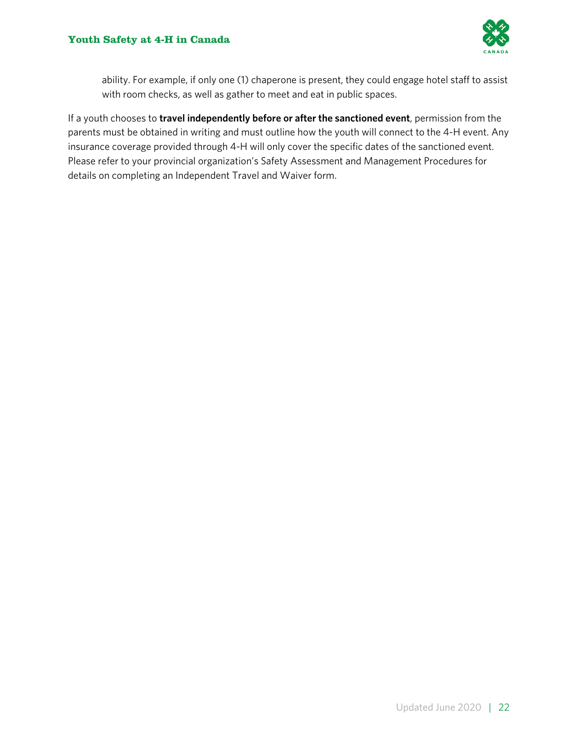ability. For example, if only one (1) chaperone is present, they could engage hotel staff to assist with room checks, as well as gather to meet and eat in public spaces.

If a youth chooses to **travel independently before or after the sanctioned event**, permission from the parents must be obtained in writing and must outline how the youth will connect to the 4-H event. Any insurance coverage provided through 4-H will only cover the specific dates of the sanctioned event. Please refer to your provincial organization's Safety Assessment and Management Procedures for details on completing an Independent Travel and Waiver form.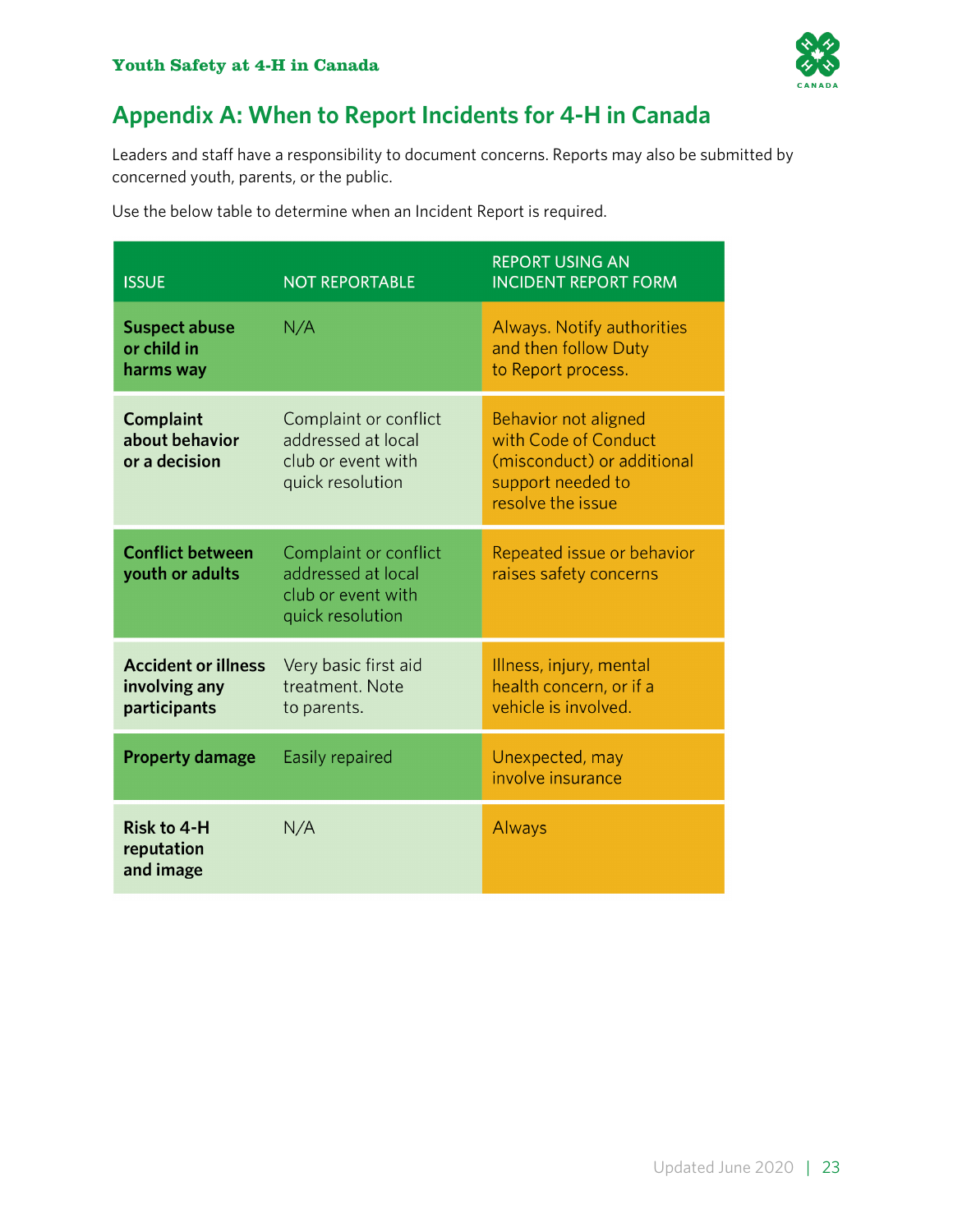## Appendix A: When to Report Incidents for 4-H in Canada

Leaders and staff have a responsibility to document concerns. Reports may also be submitted by concerned youth, parents, or the public.

Use the below table to determine when an Incident Report is required.

| ISSUE | NOT REPORTABLE | REPORT USING AN INCIDENT REPORT FORM |
|---|---|---|
| **Suspect abuse or child in harms way** | N/A | Always. Notify authorities and then follow Duty to Report process. |
| **Complaint about behavior or a decision** | Complaint or conflict addressed at local club or event with quick resolution | Behavior not aligned with Code of Conduct (misconduct) or additional support needed to resolve the issue |
| **Conflict between youth or adults** | Complaint or conflict addressed at local club or event with quick resolution | Repeated issue or behavior raises safety concerns |
| **Accident or illness involving any participants** | Very basic first aid treatment. Note to parents. | Illness, injury, mental health concern, or if a vehicle is involved. |
| **Property damage** | Easily repaired | Unexpected, may involve insurance |
| **Risk to 4-H reputation and image** | N/A | Always |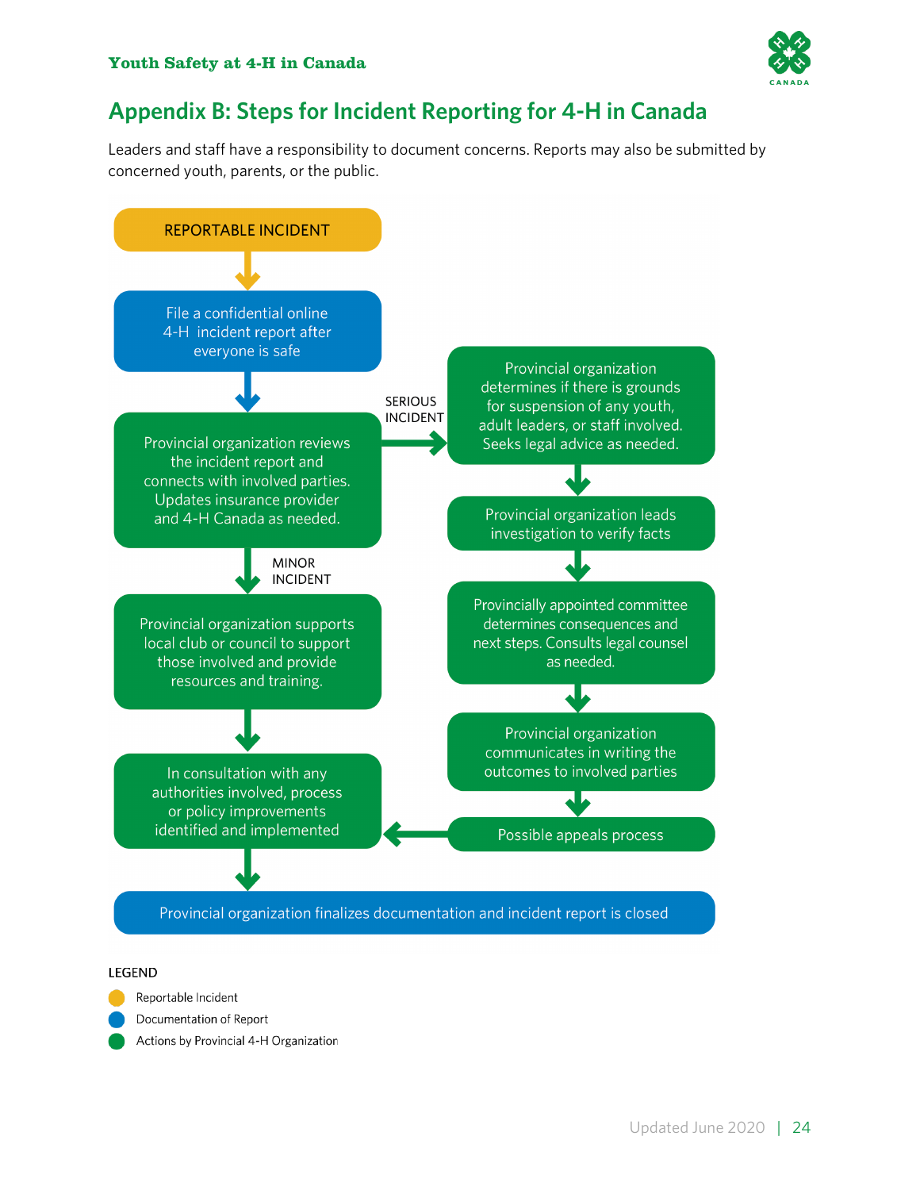# Appendix B: Steps for Incident Reporting for 4-H in Canada

Leaders and staff have a responsibility to document concerns. Reports may also be submitted by concerned youth, parents, or the public.

REPORTABLE INCIDENT

File a confidential online 4-H incident report after everyone is safe

Provincial organization reviews the incident report and connects with involved parties. Updates insurance provider and 4-H Canada as needed.

SERIOUS INCIDENT

Provincial organization determines if there is grounds for suspension of any youth, adult leaders, or staff involved. Seeks legal advice as needed.

Provincial organization leads investigation to verify facts

Provincially appointed committee determines consequences and next steps. Consults legal counsel as needed.

Provincial organization communicates in writing the outcomes to involved parties

Possible appeals process

MINOR INCIDENT

Provincial organization supports local club or council to support those involved and provide resources and training.

In consultation with any authorities involved, process or policy improvements identified and implemented

Provincial organization finalizes documentation and incident report is closed

LEGEND

- Reportable Incident
- Documentation of Report
- Actions by Provincial 4-H Organization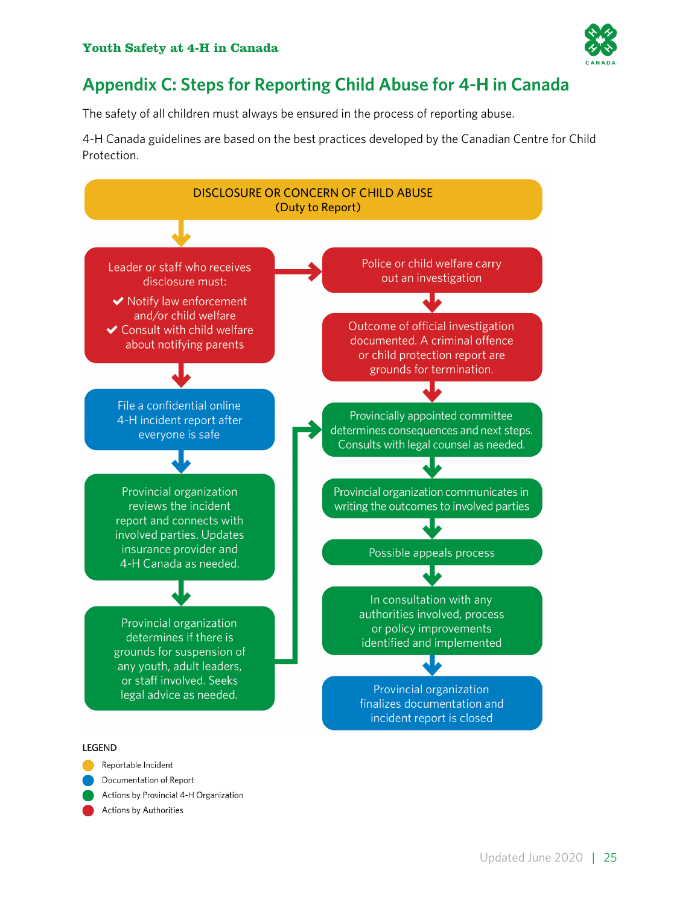# Appendix C: Steps for Reporting Child Abuse for 4-H in Canada

The safety of all children must always be ensured in the process of reporting abuse.

4-H Canada guidelines are based on the best practices developed by the Canadian Centre for Child Protection.

**DISCLOSURE OR CONCERN OF CHILD ABUSE**
**(Duty to Report)**

↓

Leader or staff who receives disclosure must:

- ✔ Notify law enforcement and/or child welfare
- ✔ Consult with child welfare about notifying parents

→ Police or child welfare carry out an investigation

↓ Outcome of official investigation documented. A criminal offence or child protection report are grounds for termination.

↓ Provincially appointed committee determines consequences and next steps. Consults with legal counsel as needed.

---

From "Leader or staff who receives disclosure must":

↓ File a confidential online 4-H incident report after everyone is safe

↓ Provincial organization reviews the incident report and connects with involved parties. Updates insurance provider and 4-H Canada as needed.

↓ Provincial organization determines if there is grounds for suspension of any youth, adult leaders, or staff involved. Seeks legal advice as needed.

→ Provincially appointed committee determines consequences and next steps. Consults with legal counsel as needed.

↓ Provincial organization communicates in writing the outcomes to involved parties

↓ Possible appeals process

↓ In consultation with any authorities involved, process or policy improvements identified and implemented

↓ Provincial organization finalizes documentation and incident report is closed

**LEGEND**

- Yellow: Reportable Incident
- Blue: Documentation of Report
- Green: Actions by Provincial 4-H Organization
- Red: Actions by Authorities

Updated June 2020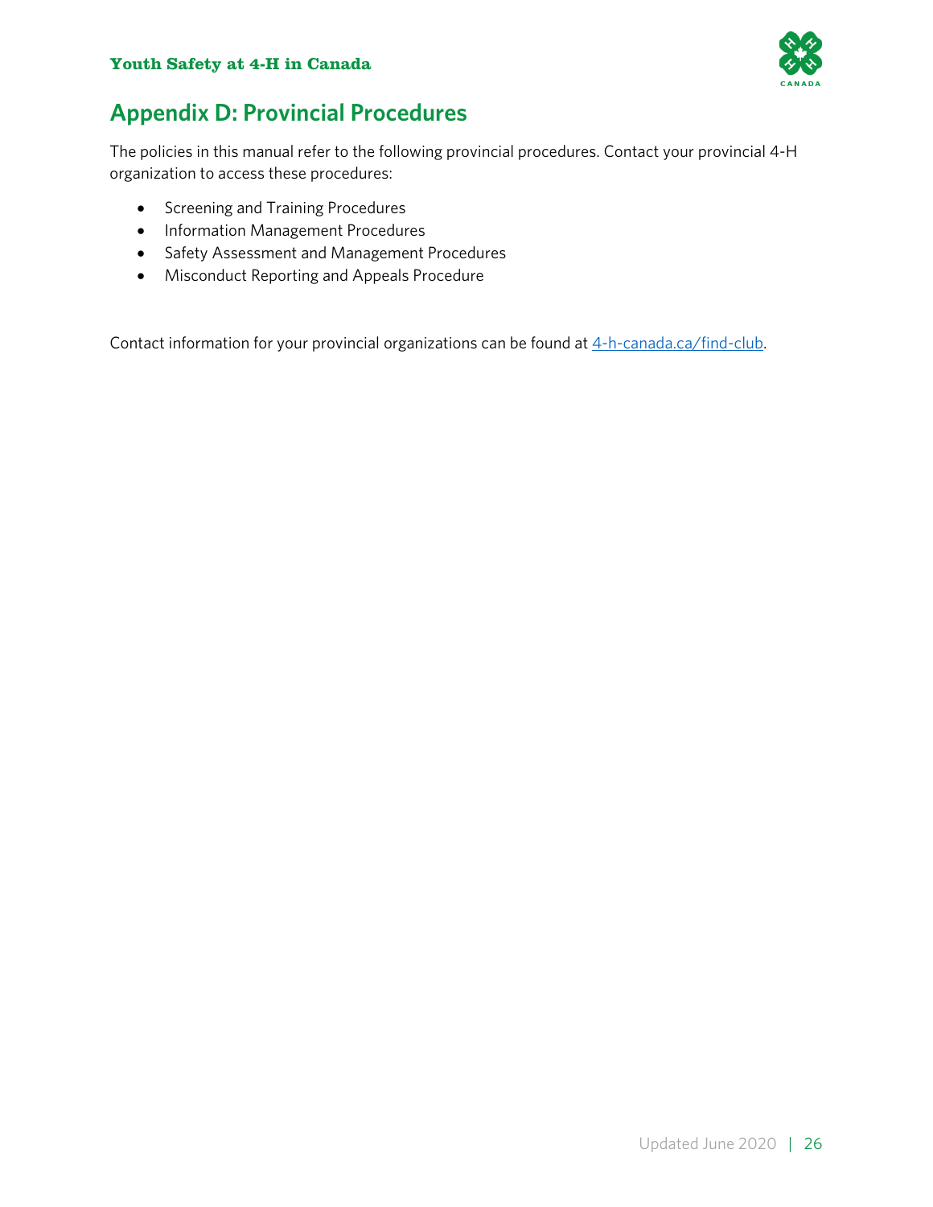## Appendix D: Provincial Procedures

The policies in this manual refer to the following provincial procedures. Contact your provincial 4-H organization to access these procedures:

- Screening and Training Procedures
- Information Management Procedures
- Safety Assessment and Management Procedures
- Misconduct Reporting and Appeals Procedure

Contact information for your provincial organizations can be found at [4-h-canada.ca/find-club](4-h-canada.ca/find-club).